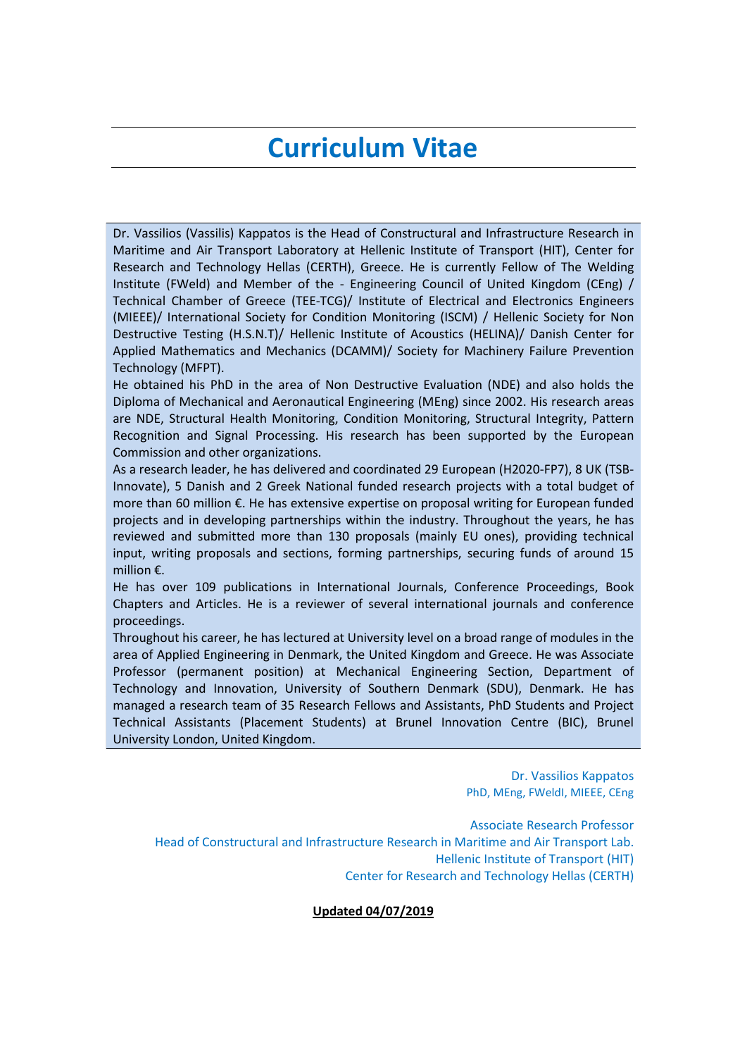# Curriculum Vitae

Dr. Vassilios (Vassilis) Kappatos is the Head of Constructural and Infrastructure Research in Maritime and Air Transport Laboratory at Hellenic Institute of Transport (HIT), Center for Research and Technology Hellas (CERTH), Greece. He is currently Fellow of The Welding Institute (FWeld) and Member of the - Engineering Council of United Kingdom (CEng) / Technical Chamber of Greece (TEE-TCG)/ Institute of Electrical and Electronics Engineers (MIEEE)/ International Society for Condition Monitoring (ISCM) / Hellenic Society for Non Destructive Testing (H.S.N.T)/ Hellenic Institute of Acoustics (HELINA)/ Danish Center for Applied Mathematics and Mechanics (DCAMM)/ Society for Machinery Failure Prevention Technology (MFPT).

He obtained his PhD in the area of Non Destructive Evaluation (NDE) and also holds the Diploma of Mechanical and Aeronautical Engineering (MEng) since 2002. His research areas are NDE, Structural Health Monitoring, Condition Monitoring, Structural Integrity, Pattern Recognition and Signal Processing. His research has been supported by the European Commission and other organizations.

As a research leader, he has delivered and coordinated 29 European (H2020-FP7), 8 UK (TSB-Innovate), 5 Danish and 2 Greek National funded research projects with a total budget of more than 60 million €. He has extensive expertise on proposal writing for European funded projects and in developing partnerships within the industry. Throughout the years, he has reviewed and submitted more than 130 proposals (mainly EU ones), providing technical input, writing proposals and sections, forming partnerships, securing funds of around 15 million €.

He has over 109 publications in International Journals, Conference Proceedings, Book Chapters and Articles. He is a reviewer of several international journals and conference proceedings.

Throughout his career, he has lectured at University level on a broad range of modules in the area of Applied Engineering in Denmark, the United Kingdom and Greece. He was Associate Professor (permanent position) at Mechanical Engineering Section, Department of Technology and Innovation, University of Southern Denmark (SDU), Denmark. He has managed a research team of 35 Research Fellows and Assistants, PhD Students and Project Technical Assistants (Placement Students) at Brunel Innovation Centre (BIC), Brunel University London, United Kingdom.

Dr. Vassilios Kappatos
PhD, MEng, FWeldI, MIEEE, CEng

Associate Research Professor
Head of Constructural and Infrastructure Research in Maritime and Air Transport Lab.
Hellenic Institute of Transport (HIT)
Center for Research and Technology Hellas (CERTH)

**Updated 04/07/2019**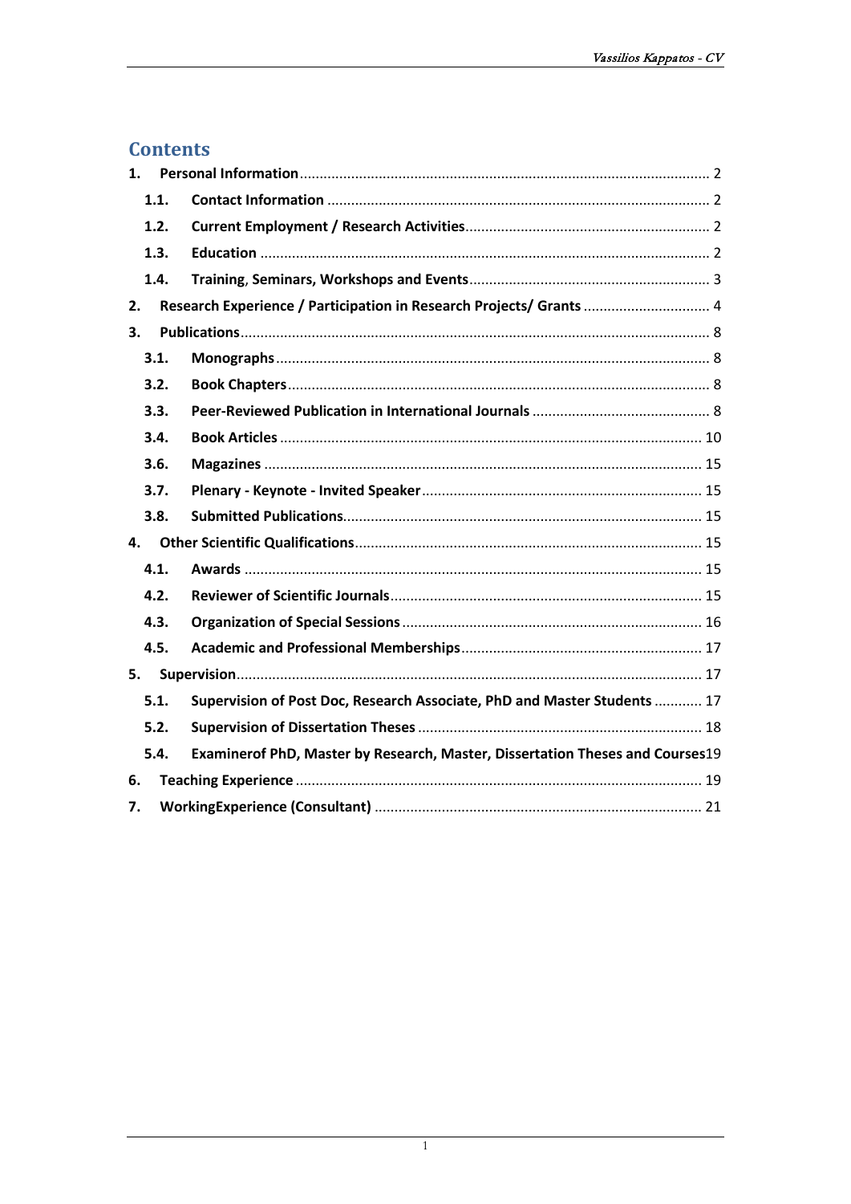# Contents

1. **Personal Information** ........ 2
   - 1.1. **Contact Information** ........ 2
   - 1.2. **Current Employment / Research Activities** ........ 2
   - 1.3. **Education** ........ 2
   - 1.4. **Training, Seminars, Workshops and Events** ........ 3
2. **Research Experience / Participation in Research Projects/ Grants** ........ 4
3. **Publications** ........ 8
   - 3.1. **Monographs** ........ 8
   - 3.2. **Book Chapters** ........ 8
   - 3.3. **Peer-Reviewed Publication in International Journals** ........ 8
   - 3.4. **Book Articles** ........ 10
   - 3.6. **Magazines** ........ 15
   - 3.7. **Plenary - Keynote - Invited Speaker** ........ 15
   - 3.8. **Submitted Publications** ........ 15
4. **Other Scientific Qualifications** ........ 15
   - 4.1. **Awards** ........ 15
   - 4.2. **Reviewer of Scientific Journals** ........ 15
   - 4.3. **Organization of Special Sessions** ........ 16
   - 4.5. **Academic and Professional Memberships** ........ 17
5. **Supervision** ........ 17
   - 5.1. **Supervision of Post Doc, Research Associate, PhD and Master Students** ........ 17
   - 5.2. **Supervision of Dissertation Theses** ........ 18
   - 5.4. **Examinerof PhD, Master by Research, Master, Dissertation Theses and Courses** 19
6. **Teaching Experience** ........ 19
7. **WorkingExperience (Consultant)** ........ 21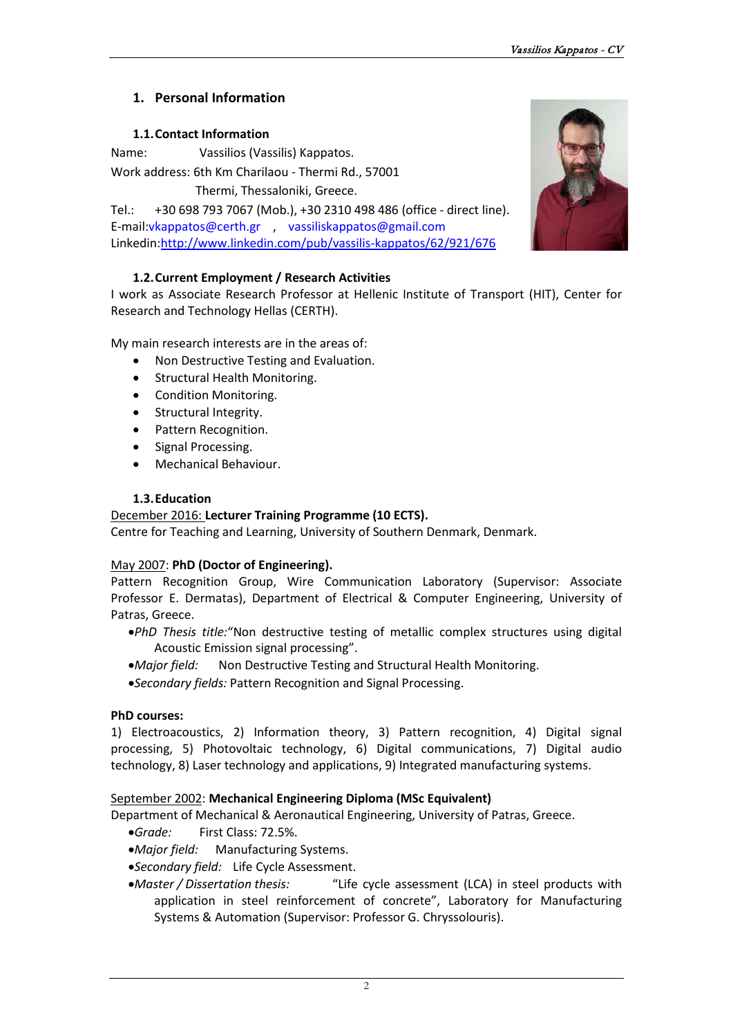## 1. Personal Information

### 1.1. Contact Information

Name: Vassilios (Vassilis) Kappatos.

Work address: 6th Km Charilaou - Thermi Rd., 57001
Thermi, Thessaloniki, Greece.

Tel.: +30 698 793 7067 (Mob.), +30 2310 498 486 (office - direct line).

E-mail: vkappatos@certh.gr , vassiliskappatos@gmail.com

Linkedin: http://www.linkedin.com/pub/vassilis-kappatos/62/921/676

### 1.2. Current Employment / Research Activities

I work as Associate Research Professor at Hellenic Institute of Transport (HIT), Center for Research and Technology Hellas (CERTH).

My main research interests are in the areas of:

- Non Destructive Testing and Evaluation.
- Structural Health Monitoring.
- Condition Monitoring.
- Structural Integrity.
- Pattern Recognition.
- Signal Processing.
- Mechanical Behaviour.

### 1.3. Education

December 2016: **Lecturer Training Programme (10 ECTS).**
Centre for Teaching and Learning, University of Southern Denmark, Denmark.

May 2007: **PhD (Doctor of Engineering).**
Pattern Recognition Group, Wire Communication Laboratory (Supervisor: Associate Professor E. Dermatas), Department of Electrical & Computer Engineering, University of Patras, Greece.

- *PhD Thesis title:* "Non destructive testing of metallic complex structures using digital Acoustic Emission signal processing".
- *Major field:* Non Destructive Testing and Structural Health Monitoring.
- *Secondary fields:* Pattern Recognition and Signal Processing.

**PhD courses:**
1) Electroacoustics, 2) Information theory, 3) Pattern recognition, 4) Digital signal processing, 5) Photovoltaic technology, 6) Digital communications, 7) Digital audio technology, 8) Laser technology and applications, 9) Integrated manufacturing systems.

September 2002: **Mechanical Engineering Diploma (MSc Equivalent)**
Department of Mechanical & Aeronautical Engineering, University of Patras, Greece.

- *Grade:* First Class: 72.5%.
- *Major field:* Manufacturing Systems.
- *Secondary field:* Life Cycle Assessment.
- *Master / Dissertation thesis:* "Life cycle assessment (LCA) in steel products with application in steel reinforcement of concrete", Laboratory for Manufacturing Systems & Automation (Supervisor: Professor G. Chryssolouris).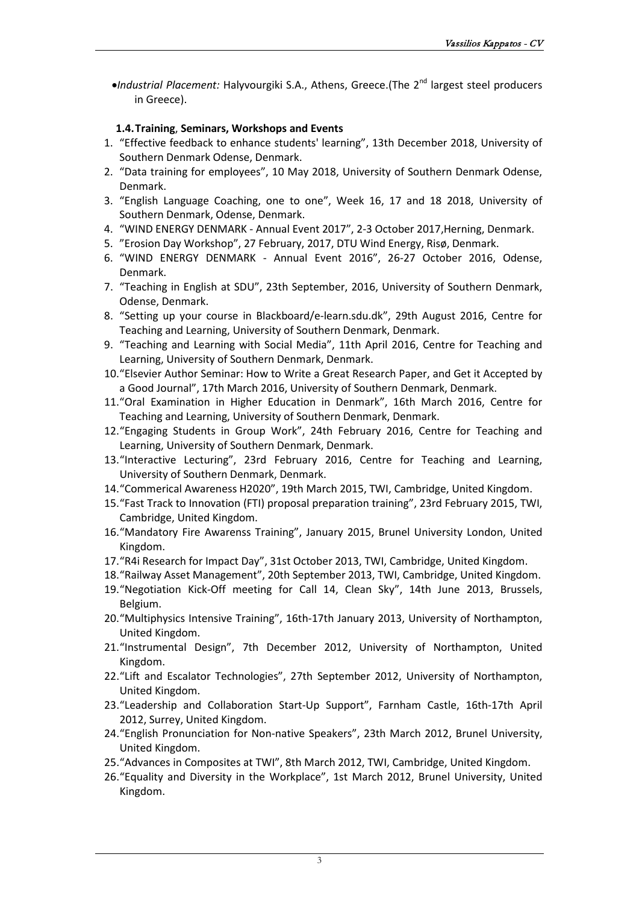- *Industrial Placement:* Halyvourgiki S.A., Athens, Greece.(The 2nd largest steel producers in Greece).

### 1.4. Training, Seminars, Workshops and Events

1. "Effective feedback to enhance students' learning", 13th December 2018, University of Southern Denmark Odense, Denmark.
2. "Data training for employees", 10 May 2018, University of Southern Denmark Odense, Denmark.
3. "English Language Coaching, one to one", Week 16, 17 and 18 2018, University of Southern Denmark, Odense, Denmark.
4. "WIND ENERGY DENMARK - Annual Event 2017", 2-3 October 2017,Herning, Denmark.
5. "Erosion Day Workshop", 27 February, 2017, DTU Wind Energy, Risø, Denmark.
6. "WIND ENERGY DENMARK - Annual Event 2016", 26-27 October 2016, Odense, Denmark.
7. "Teaching in English at SDU", 23th September, 2016, University of Southern Denmark, Odense, Denmark.
8. "Setting up your course in Blackboard/e-learn.sdu.dk", 29th August 2016, Centre for Teaching and Learning, University of Southern Denmark, Denmark.
9. "Teaching and Learning with Social Media", 11th April 2016, Centre for Teaching and Learning, University of Southern Denmark, Denmark.
10. "Elsevier Author Seminar: How to Write a Great Research Paper, and Get it Accepted by a Good Journal", 17th March 2016, University of Southern Denmark, Denmark.
11. "Oral Examination in Higher Education in Denmark", 16th March 2016, Centre for Teaching and Learning, University of Southern Denmark, Denmark.
12. "Engaging Students in Group Work", 24th February 2016, Centre for Teaching and Learning, University of Southern Denmark, Denmark.
13. "Interactive Lecturing", 23rd February 2016, Centre for Teaching and Learning, University of Southern Denmark, Denmark.
14. "Commerical Awareness H2020", 19th March 2015, TWI, Cambridge, United Kingdom.
15. "Fast Track to Innovation (FTI) proposal preparation training", 23rd February 2015, TWI, Cambridge, United Kingdom.
16. "Mandatory Fire Awarenss Training", January 2015, Brunel University London, United Kingdom.
17. "R4i Research for Impact Day", 31st October 2013, TWI, Cambridge, United Kingdom.
18. "Railway Asset Management", 20th September 2013, TWI, Cambridge, United Kingdom.
19. "Negotiation Kick-Off meeting for Call 14, Clean Sky", 14th June 2013, Brussels, Belgium.
20. "Multiphysics Intensive Training", 16th-17th January 2013, University of Northampton, United Kingdom.
21. "Instrumental Design", 7th December 2012, University of Northampton, United Kingdom.
22. "Lift and Escalator Technologies", 27th September 2012, University of Northampton, United Kingdom.
23. "Leadership and Collaboration Start-Up Support", Farnham Castle, 16th-17th April 2012, Surrey, United Kingdom.
24. "English Pronunciation for Non-native Speakers", 23th March 2012, Brunel University, United Kingdom.
25. "Advances in Composites at TWI", 8th March 2012, TWI, Cambridge, United Kingdom.
26. "Equality and Diversity in the Workplace", 1st March 2012, Brunel University, United Kingdom.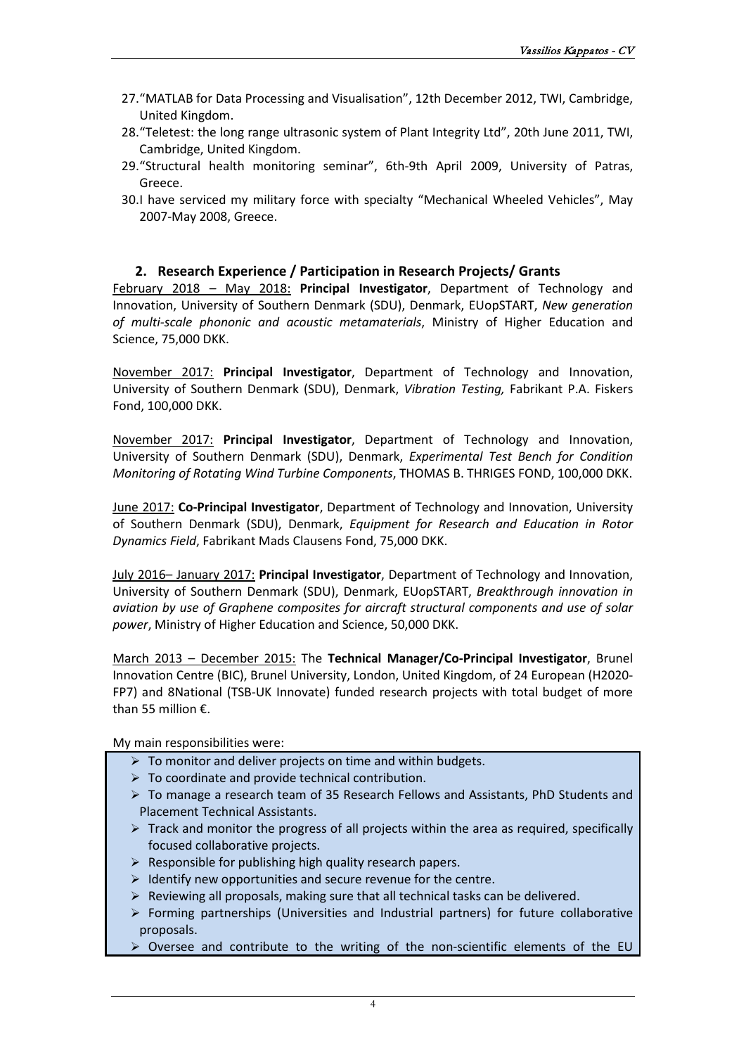27. "MATLAB for Data Processing and Visualisation", 12th December 2012, TWI, Cambridge, United Kingdom.
28. "Teletest: the long range ultrasonic system of Plant Integrity Ltd", 20th June 2011, TWI, Cambridge, United Kingdom.
29. "Structural health monitoring seminar", 6th-9th April 2009, University of Patras, Greece.
30. I have serviced my military force with specialty "Mechanical Wheeled Vehicles", May 2007-May 2008, Greece.

## 2. Research Experience / Participation in Research Projects/ Grants

February 2018 – May 2018: **Principal Investigator**, Department of Technology and Innovation, University of Southern Denmark (SDU), Denmark, EUopSTART, *New generation of multi-scale phononic and acoustic metamaterials*, Ministry of Higher Education and Science, 75,000 DKK.

November 2017: **Principal Investigator**, Department of Technology and Innovation, University of Southern Denmark (SDU), Denmark, *Vibration Testing,* Fabrikant P.A. Fiskers Fond, 100,000 DKK.

November 2017: **Principal Investigator**, Department of Technology and Innovation, University of Southern Denmark (SDU), Denmark, *Experimental Test Bench for Condition Monitoring of Rotating Wind Turbine Components*, THOMAS B. THRIGES FOND, 100,000 DKK.

June 2017: **Co-Principal Investigator**, Department of Technology and Innovation, University of Southern Denmark (SDU), Denmark, *Equipment for Research and Education in Rotor Dynamics Field*, Fabrikant Mads Clausens Fond, 75,000 DKK.

July 2016– January 2017: **Principal Investigator**, Department of Technology and Innovation, University of Southern Denmark (SDU), Denmark, EUopSTART, *Breakthrough innovation in aviation by use of Graphene composites for aircraft structural components and use of solar power*, Ministry of Higher Education and Science, 50,000 DKK.

March 2013 – December 2015: The **Technical Manager/Co-Principal Investigator**, Brunel Innovation Centre (BIC), Brunel University, London, United Kingdom, of 24 European (H2020-FP7) and 8National (TSB-UK Innovate) funded research projects with total budget of more than 55 million €.

My main responsibilities were:

- To monitor and deliver projects on time and within budgets.
- To coordinate and provide technical contribution.
- To manage a research team of 35 Research Fellows and Assistants, PhD Students and Placement Technical Assistants.
- Track and monitor the progress of all projects within the area as required, specifically focused collaborative projects.
- Responsible for publishing high quality research papers.
- Identify new opportunities and secure revenue for the centre.
- Reviewing all proposals, making sure that all technical tasks can be delivered.
- Forming partnerships (Universities and Industrial partners) for future collaborative proposals.
- Oversee and contribute to the writing of the non-scientific elements of the EU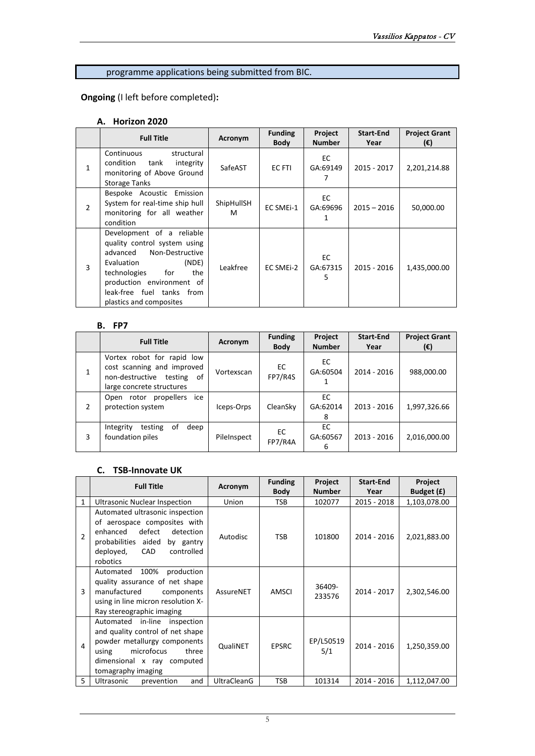programme applications being submitted from BIC.

**Ongoing** (I left before completed)**:**

### A. Horizon 2020

| | Full Title | Acronym | Funding Body | Project Number | Start-End Year | Project Grant (€) |
|---|---|---|---|---|---|---|
| 1 | Continuous structural condition tank integrity monitoring of Above Ground Storage Tanks | SafeAST | EC FTI | EC GA:691497 | 2015 - 2017 | 2,201,214.88 |
| 2 | Bespoke Acoustic Emission System for real-time ship hull monitoring for all weather condition | ShipHullSHM | EC SMEi-1 | EC GA:696961 | 2015 – 2016 | 50,000.00 |
| 3 | Development of a reliable quality control system using advanced Non-Destructive Evaluation (NDE) technologies for the production environment of leak-free fuel tanks from plastics and composites | Leakfree | EC SMEi-2 | EC GA:673155 | 2015 - 2016 | 1,435,000.00 |

### B. FP7

| | Full Title | Acronym | Funding Body | Project Number | Start-End Year | Project Grant (€) |
|---|---|---|---|---|---|---|
| 1 | Vortex robot for rapid low cost scanning and improved non-destructive testing of large concrete structures | Vortexscan | EC FP7/R4S | EC GA:605041 | 2014 - 2016 | 988,000.00 |
| 2 | Open rotor propellers ice protection system | Iceps-Orps | CleanSky | EC GA:620148 | 2013 - 2016 | 1,997,326.66 |
| 3 | Integrity testing of deep foundation piles | PileInspect | EC FP7/R4A | EC GA:605676 | 2013 - 2016 | 2,016,000.00 |

### C. TSB-Innovate UK

| | Full Title | Acronym | Funding Body | Project Number | Start-End Year | Project Budget (£) |
|---|---|---|---|---|---|---|
| 1 | Ultrasonic Nuclear Inspection | Union | TSB | 102077 | 2015 - 2018 | 1,103,078.00 |
| 2 | Automated ultrasonic inspection of aerospace composites with enhanced defect detection probabilities aided by gantry deployed, CAD controlled robotics | Autodisc | TSB | 101800 | 2014 - 2016 | 2,021,883.00 |
| 3 | Automated 100% production quality assurance of net shape manufactured components using in line micron resolution X-Ray stereographic imaging | AssureNET | AMSCI | 36409-233576 | 2014 - 2017 | 2,302,546.00 |
| 4 | Automated in-line inspection and quality control of net shape powder metallurgy components using microfocus three dimensional x ray computed tomography imaging | QualiNET | EPSRC | EP/L505195/1 | 2014 - 2016 | 1,250,359.00 |
| 5 | Ultrasonic prevention and | UltraCleanG | TSB | 101314 | 2014 - 2016 | 1,112,047.00 |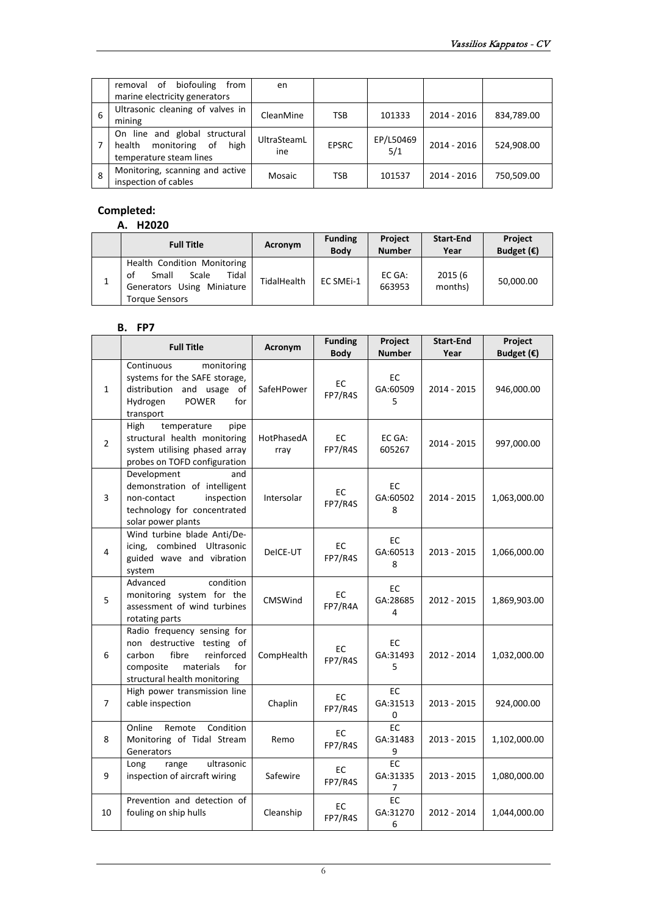| | removal of biofouling from marine electricity generators | en | | | | |
|---|---|---|---|---|---|---|
| 6 | Ultrasonic cleaning of valves in mining | CleanMine | TSB | 101333 | 2014 - 2016 | 834,789.00 |
| 7 | On line and global structural health monitoring of high temperature steam lines | UltraSteamLine | EPSRC | EP/L504695/1 | 2014 - 2016 | 524,908.00 |
| 8 | Monitoring, scanning and active inspection of cables | Mosaic | TSB | 101537 | 2014 - 2016 | 750,509.00 |

## Completed:

### A. H2020

| | Full Title | Acronym | Funding Body | Project Number | Start-End Year | Project Budget (€) |
|---|---|---|---|---|---|---|
| 1 | Health Condition Monitoring of Small Scale Tidal Generators Using Miniature Torque Sensors | TidalHealth | EC SMEi-1 | EC GA: 663953 | 2015 (6 months) | 50,000.00 |

### B. FP7

| | Full Title | Acronym | Funding Body | Project Number | Start-End Year | Project Budget (€) |
|---|---|---|---|---|---|---|
| 1 | Continuous monitoring systems for the SAFE storage, distribution and usage of Hydrogen POWER for transport | SafeHPower | EC FP7/R4S | EC GA:605095 | 2014 - 2015 | 946,000.00 |
| 2 | High temperature pipe structural health monitoring system utilising phased array probes on TOFD configuration | HotPhasedArray | EC FP7/R4S | EC GA: 605267 | 2014 - 2015 | 997,000.00 |
| 3 | Development and demonstration of intelligent non-contact inspection technology for concentrated solar power plants | Intersolar | EC FP7/R4S | EC GA:605028 | 2014 - 2015 | 1,063,000.00 |
| 4 | Wind turbine blade Anti/De-icing, combined Ultrasonic guided wave and vibration system | DeICE-UT | EC FP7/R4S | EC GA:605138 | 2013 - 2015 | 1,066,000.00 |
| 5 | Advanced condition monitoring system for the assessment of wind turbines rotating parts | CMSWind | EC FP7/R4A | EC GA:286854 | 2012 - 2015 | 1,869,903.00 |
| 6 | Radio frequency sensing for non destructive testing of carbon fibre reinforced composite materials for structural health monitoring | CompHealth | EC FP7/R4S | EC GA:314935 | 2012 - 2014 | 1,032,000.00 |
| 7 | High power transmission line cable inspection | Chaplin | EC FP7/R4S | EC GA:315130 | 2013 - 2015 | 924,000.00 |
| 8 | Online Remote Condition Monitoring of Tidal Stream Generators | Remo | EC FP7/R4S | EC GA:314839 | 2013 - 2015 | 1,102,000.00 |
| 9 | Long range ultrasonic inspection of aircraft wiring | Safewire | EC FP7/R4S | EC GA:313357 | 2013 - 2015 | 1,080,000.00 |
| 10 | Prevention and detection of fouling on ship hulls | Cleanship | EC FP7/R4S | EC GA:312706 | 2012 - 2014 | 1,044,000.00 |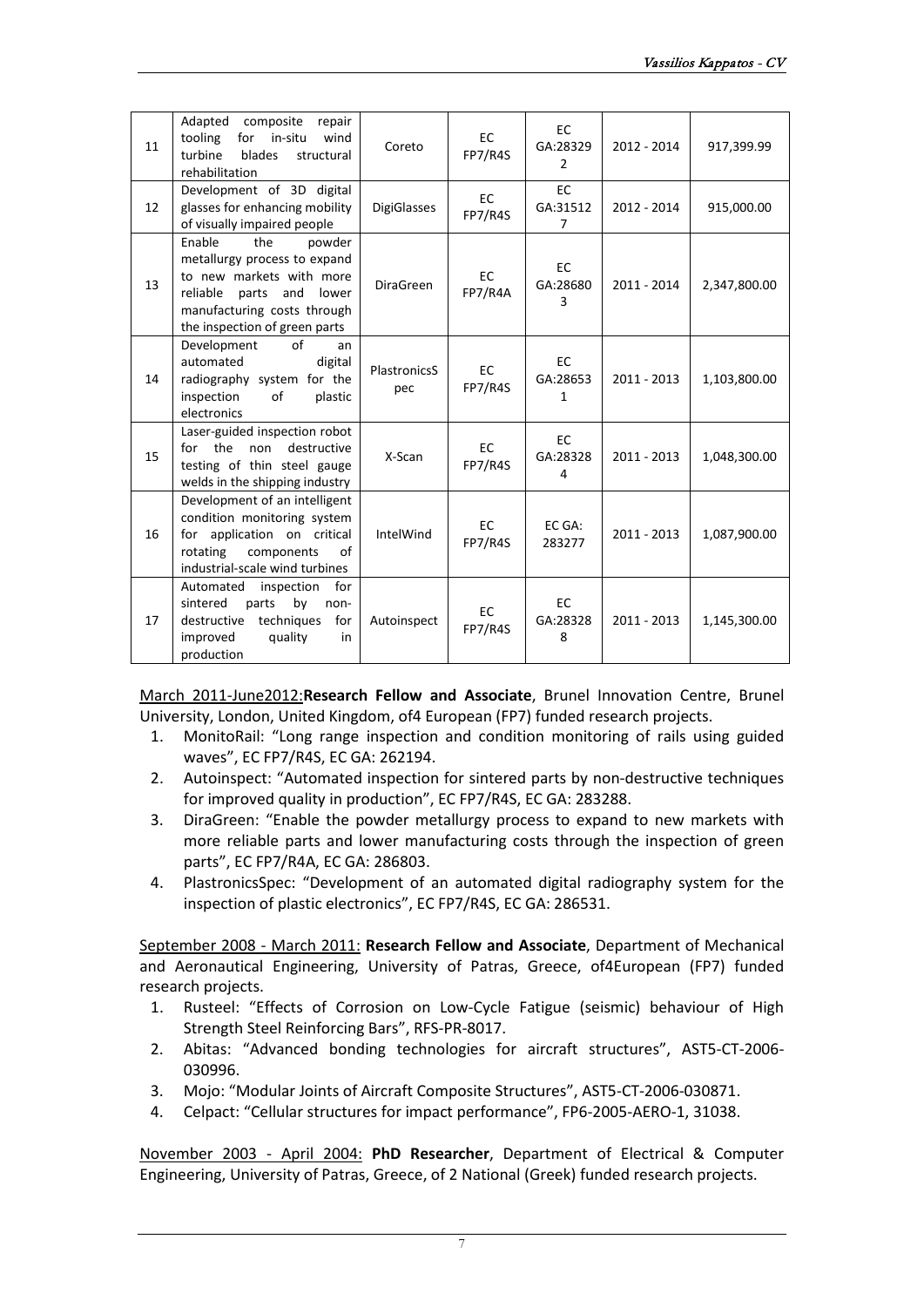| 11 | Adapted composite repair tooling for in-situ wind turbine blades structural rehabilitation | Coreto | EC FP7/R4S | EC GA:283292 | 2012 - 2014 | 917,399.99 |
|---|---|---|---|---|---|---|
| 12 | Development of 3D digital glasses for enhancing mobility of visually impaired people | DigiGlasses | EC FP7/R4S | EC GA:315127 | 2012 - 2014 | 915,000.00 |
| 13 | Enable the powder metallurgy process to expand to new markets with more reliable parts and lower manufacturing costs through the inspection of green parts | DiraGreen | EC FP7/R4A | EC GA:286803 | 2011 - 2014 | 2,347,800.00 |
| 14 | Development of an automated digital radiography system for the inspection of plastic electronics | PlastronicsSpec | EC FP7/R4S | EC GA:286531 | 2011 - 2013 | 1,103,800.00 |
| 15 | Laser-guided inspection robot for the non destructive testing of thin steel gauge welds in the shipping industry | X-Scan | EC FP7/R4S | EC GA:283284 | 2011 - 2013 | 1,048,300.00 |
| 16 | Development of an intelligent condition monitoring system for application on critical rotating components of industrial-scale wind turbines | IntelWind | EC FP7/R4S | EC GA: 283277 | 2011 - 2013 | 1,087,900.00 |
| 17 | Automated inspection for sintered parts by non-destructive techniques for improved quality in production | Autoinspect | EC FP7/R4S | EC GA:283288 | 2011 - 2013 | 1,145,300.00 |

March 2011-June2012:**Research Fellow and Associate**, Brunel Innovation Centre, Brunel University, London, United Kingdom, of4 European (FP7) funded research projects.

1. MonitoRail: "Long range inspection and condition monitoring of rails using guided waves", EC FP7/R4S, EC GA: 262194.
2. Autoinspect: "Automated inspection for sintered parts by non-destructive techniques for improved quality in production", EC FP7/R4S, EC GA: 283288.
3. DiraGreen: "Enable the powder metallurgy process to expand to new markets with more reliable parts and lower manufacturing costs through the inspection of green parts", EC FP7/R4A, EC GA: 286803.
4. PlastronicsSpec: "Development of an automated digital radiography system for the inspection of plastic electronics", EC FP7/R4S, EC GA: 286531.

September 2008 - March 2011: **Research Fellow and Associate**, Department of Mechanical and Aeronautical Engineering, University of Patras, Greece, of4European (FP7) funded research projects.

1. Rusteel: "Effects of Corrosion on Low-Cycle Fatigue (seismic) behaviour of High Strength Steel Reinforcing Bars", RFS-PR-8017.
2. Abitas: "Advanced bonding technologies for aircraft structures", AST5-CT-2006-030996.
3. Mojo: "Modular Joints of Aircraft Composite Structures", AST5-CT-2006-030871.
4. Celpact: "Cellular structures for impact performance", FP6-2005-AERO-1, 31038.

November 2003 - April 2004: **PhD Researcher**, Department of Electrical & Computer Engineering, University of Patras, Greece, of 2 National (Greek) funded research projects.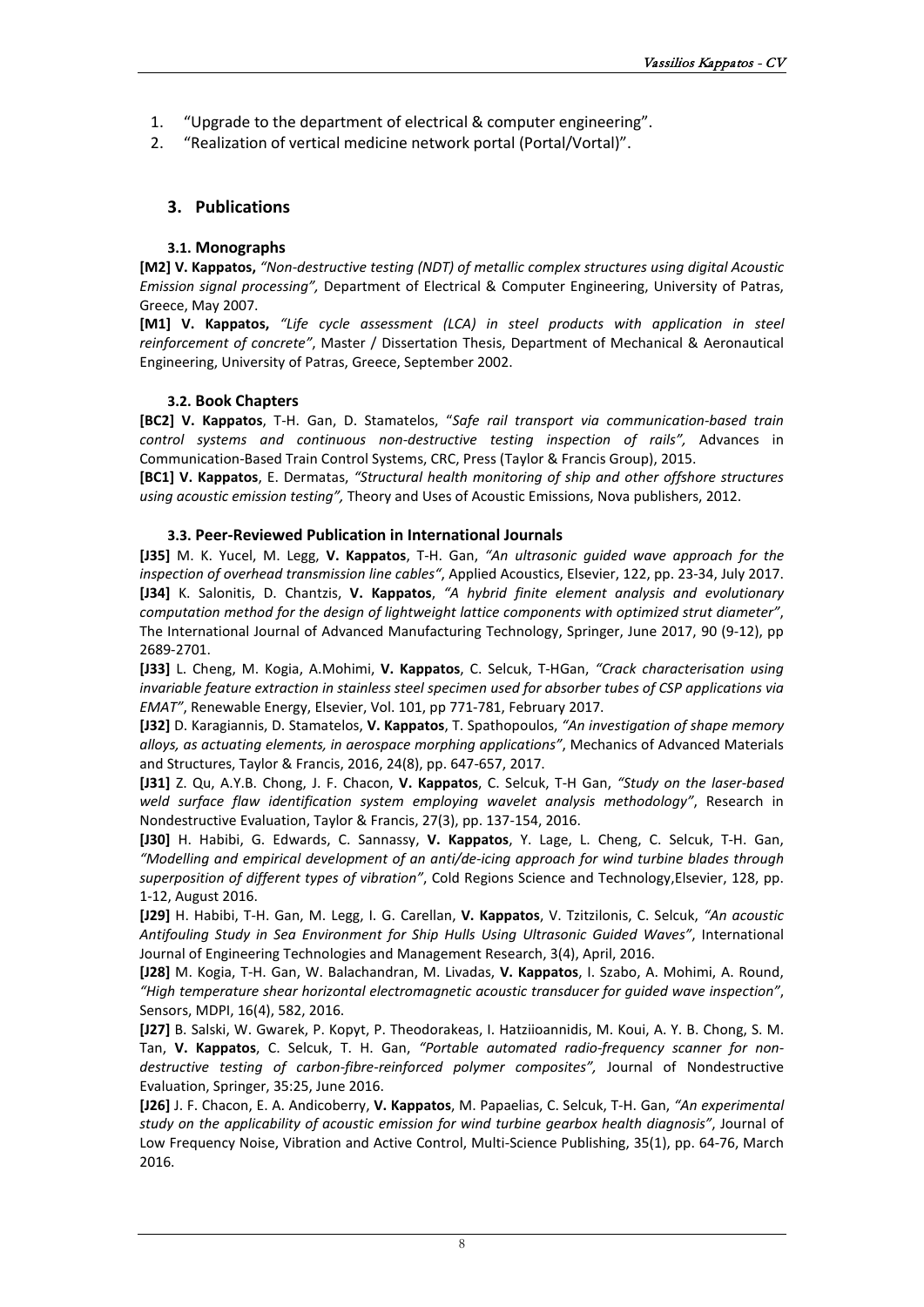1. "Upgrade to the department of electrical & computer engineering".
2. "Realization of vertical medicine network portal (Portal/Vortal)".

## 3. Publications

### 3.1. Monographs

**[M2] V. Kappatos,** *"Non-destructive testing (NDT) of metallic complex structures using digital Acoustic Emission signal processing",* Department of Electrical & Computer Engineering, University of Patras, Greece, May 2007.

**[M1] V. Kappatos,** *"Life cycle assessment (LCA) in steel products with application in steel reinforcement of concrete"*, Master / Dissertation Thesis, Department of Mechanical & Aeronautical Engineering, University of Patras, Greece, September 2002.

### 3.2. Book Chapters

**[BC2] V. Kappatos**, T-H. Gan, D. Stamatelos, "*Safe rail transport via communication-based train control systems and continuous non-destructive testing inspection of rails",* Advances in Communication-Based Train Control Systems, CRC, Press (Taylor & Francis Group), 2015.

**[BC1] V. Kappatos**, E. Dermatas, *"Structural health monitoring of ship and other offshore structures using acoustic emission testing",* Theory and Uses of Acoustic Emissions, Nova publishers, 2012.

### 3.3. Peer-Reviewed Publication in International Journals

**[J35]** M. K. Yucel, M. Legg, **V. Kappatos**, T-H. Gan, *"An ultrasonic guided wave approach for the inspection of overhead transmission line cables"*, Applied Acoustics, Elsevier, 122, pp. 23-34, July 2017.

**[J34]** K. Salonitis, D. Chantzis, **V. Kappatos**, *"A hybrid finite element analysis and evolutionary computation method for the design of lightweight lattice components with optimized strut diameter"*, The International Journal of Advanced Manufacturing Technology, Springer, June 2017, 90 (9-12), pp 2689-2701.

**[J33]** L. Cheng, M. Kogia, A.Mohimi, **V. Kappatos**, C. Selcuk, T-HGan, *"Crack characterisation using invariable feature extraction in stainless steel specimen used for absorber tubes of CSP applications via EMAT"*, Renewable Energy, Elsevier, Vol. 101, pp 771-781, February 2017.

**[J32]** D. Karagiannis, D. Stamatelos, **V. Kappatos**, T. Spathopoulos, *"An investigation of shape memory alloys, as actuating elements, in aerospace morphing applications"*, Mechanics of Advanced Materials and Structures, Taylor & Francis, 2016, 24(8), pp. 647-657, 2017.

**[J31]** Z. Qu, A.Y.B. Chong, J. F. Chacon, **V. Kappatos**, C. Selcuk, T-H Gan, *"Study on the laser-based weld surface flaw identification system employing wavelet analysis methodology"*, Research in Nondestructive Evaluation, Taylor & Francis, 27(3), pp. 137-154, 2016.

**[J30]** H. Habibi, G. Edwards, C. Sannassy, **V. Kappatos**, Y. Lage, L. Cheng, C. Selcuk, T-H. Gan, *"Modelling and empirical development of an anti/de-icing approach for wind turbine blades through superposition of different types of vibration"*, Cold Regions Science and Technology,Elsevier, 128, pp. 1-12, August 2016.

**[J29]** H. Habibi, T-H. Gan, M. Legg, I. G. Carellan, **V. Kappatos**, V. Tzitzilonis, C. Selcuk, *"An acoustic Antifouling Study in Sea Environment for Ship Hulls Using Ultrasonic Guided Waves"*, International Journal of Engineering Technologies and Management Research, 3(4), April, 2016.

**[J28]** M. Kogia, T-H. Gan, W. Balachandran, M. Livadas, **V. Kappatos**, I. Szabo, A. Mohimi, A. Round, *"High temperature shear horizontal electromagnetic acoustic transducer for guided wave inspection"*, Sensors, MDPI, 16(4), 582, 2016.

**[J27]** B. Salski, W. Gwarek, P. Kopyt, P. Theodorakeas, I. Hatziioannidis, M. Koui, A. Y. B. Chong, S. M. Tan, **V. Kappatos**, C. Selcuk, T. H. Gan, *"Portable automated radio-frequency scanner for non-destructive testing of carbon-fibre-reinforced polymer composites",* Journal of Nondestructive Evaluation, Springer, 35:25, June 2016.

**[J26]** J. F. Chacon, E. A. Andicoberry, **V. Kappatos**, M. Papaelias, C. Selcuk, T-H. Gan, *"An experimental study on the applicability of acoustic emission for wind turbine gearbox health diagnosis"*, Journal of Low Frequency Noise, Vibration and Active Control, Multi-Science Publishing, 35(1), pp. 64-76, March 2016.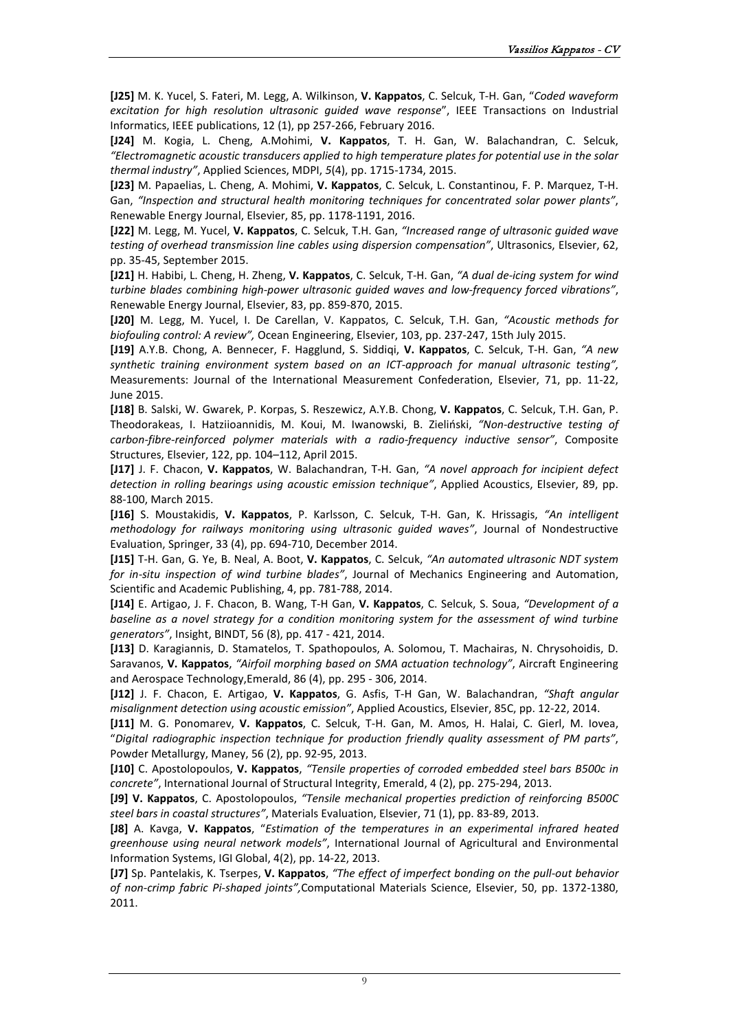**[J25]** M. K. Yucel, S. Fateri, M. Legg, A. Wilkinson, **V. Kappatos**, C. Selcuk, T-H. Gan, "*Coded waveform excitation for high resolution ultrasonic guided wave response*", IEEE Transactions on Industrial Informatics, IEEE publications, 12 (1), pp 257-266, February 2016.

**[J24]** M. Kogia, L. Cheng, A.Mohimi, **V. Kappatos**, T. H. Gan, W. Balachandran, C. Selcuk, *"Electromagnetic acoustic transducers applied to high temperature plates for potential use in the solar thermal industry"*, Applied Sciences, MDPI, *5*(4), pp. 1715-1734, 2015.

**[J23]** M. Papaelias, L. Cheng, A. Mohimi, **V. Kappatos**, C. Selcuk, L. Constantinou, F. P. Marquez, T-H. Gan, *"Inspection and structural health monitoring techniques for concentrated solar power plants"*, Renewable Energy Journal, Elsevier, 85, pp. 1178-1191, 2016.

**[J22]** M. Legg, M. Yucel, **V. Kappatos**, C. Selcuk, T.H. Gan, *"Increased range of ultrasonic guided wave testing of overhead transmission line cables using dispersion compensation"*, Ultrasonics, Elsevier, 62, pp. 35-45, September 2015.

**[J21]** H. Habibi, L. Cheng, H. Zheng, **V. Kappatos**, C. Selcuk, T-H. Gan, *"A dual de-icing system for wind turbine blades combining high-power ultrasonic guided waves and low-frequency forced vibrations"*, Renewable Energy Journal, Elsevier, 83, pp. 859-870, 2015.

**[J20]** M. Legg, M. Yucel, I. De Carellan, V. Kappatos, C. Selcuk, T.H. Gan, *"Acoustic methods for biofouling control: A review",* Ocean Engineering, Elsevier, 103, pp. 237-247, 15th July 2015.

**[J19]** A.Y.B. Chong, A. Bennecer, F. Hagglund, S. Siddiqi, **V. Kappatos**, C. Selcuk, T-H. Gan, *"A new synthetic training environment system based on an ICT-approach for manual ultrasonic testing",* Measurements: Journal of the International Measurement Confederation, Elsevier, 71, pp. 11-22, June 2015.

**[J18]** B. Salski, W. Gwarek, P. Korpas, S. Reszewicz, A.Y.B. Chong, **V. Kappatos**, C. Selcuk, T.H. Gan, P. Theodorakeas, I. Hatziioannidis, M. Koui, M. Iwanowski, B. Zieliński, *"Non-destructive testing of carbon-fibre-reinforced polymer materials with a radio-frequency inductive sensor"*, Composite Structures, Elsevier, 122, pp. 104–112, April 2015.

**[J17]** J. F. Chacon, **V. Kappatos**, W. Balachandran, T-H. Gan, *"A novel approach for incipient defect detection in rolling bearings using acoustic emission technique"*, Applied Acoustics, Elsevier, 89, pp. 88-100, March 2015.

**[J16]** S. Moustakidis, **V. Kappatos**, P. Karlsson, C. Selcuk, T-H. Gan, K. Hrissagis, *"An intelligent methodology for railways monitoring using ultrasonic guided waves"*, Journal of Nondestructive Evaluation, Springer, 33 (4), pp. 694-710, December 2014.

**[J15]** T-H. Gan, G. Ye, B. Neal, A. Boot, **V. Kappatos**, C. Selcuk, *"An automated ultrasonic NDT system for in-situ inspection of wind turbine blades"*, Journal of Mechanics Engineering and Automation, Scientific and Academic Publishing, 4, pp. 781-788, 2014.

**[J14]** E. Artigao, J. F. Chacon, B. Wang, T-H Gan, **V. Kappatos**, C. Selcuk, S. Soua, *"Development of a baseline as a novel strategy for a condition monitoring system for the assessment of wind turbine generators"*, Insight, BINDT, 56 (8), pp. 417 - 421, 2014.

**[J13]** D. Karagiannis, D. Stamatelos, T. Spathopoulos, A. Solomou, T. Machairas, N. Chrysohoidis, D. Saravanos, **V. Kappatos**, *"Airfoil morphing based on SMA actuation technology"*, Aircraft Engineering and Aerospace Technology,Emerald, 86 (4), pp. 295 - 306, 2014.

**[J12]** J. F. Chacon, E. Artigao, **V. Kappatos**, G. Asfis, T-H Gan, W. Balachandran, *"Shaft angular misalignment detection using acoustic emission"*, Applied Acoustics, Elsevier, 85C, pp. 12-22, 2014.

**[J11]** M. G. Ponomarev, **V. Kappatos**, C. Selcuk, T-H. Gan, M. Amos, H. Halai, C. Gierl, M. Iovea, "*Digital radiographic inspection technique for production friendly quality assessment of PM parts"*, Powder Metallurgy, Maney, 56 (2), pp. 92-95, 2013.

**[J10]** C. Apostolopoulos, **V. Kappatos**, *"Tensile properties of corroded embedded steel bars B500c in concrete"*, International Journal of Structural Integrity, Emerald, 4 (2), pp. 275-294, 2013.

**[J9] V. Kappatos**, C. Apostolopoulos, *"Tensile mechanical properties prediction of reinforcing B500C steel bars in coastal structures"*, Materials Evaluation, Elsevier, 71 (1), pp. 83-89, 2013.

**[J8]** A. Kavga, **V. Kappatos**, "*Estimation of the temperatures in an experimental infrared heated greenhouse using neural network models"*, International Journal of Agricultural and Environmental Information Systems, IGI Global, 4(2), pp. 14-22, 2013.

**[J7]** Sp. Pantelakis, K. Tserpes, **V. Kappatos**, *"The effect of imperfect bonding on the pull-out behavior of non-crimp fabric Pi-shaped joints",*Computational Materials Science, Elsevier, 50, pp. 1372-1380, 2011.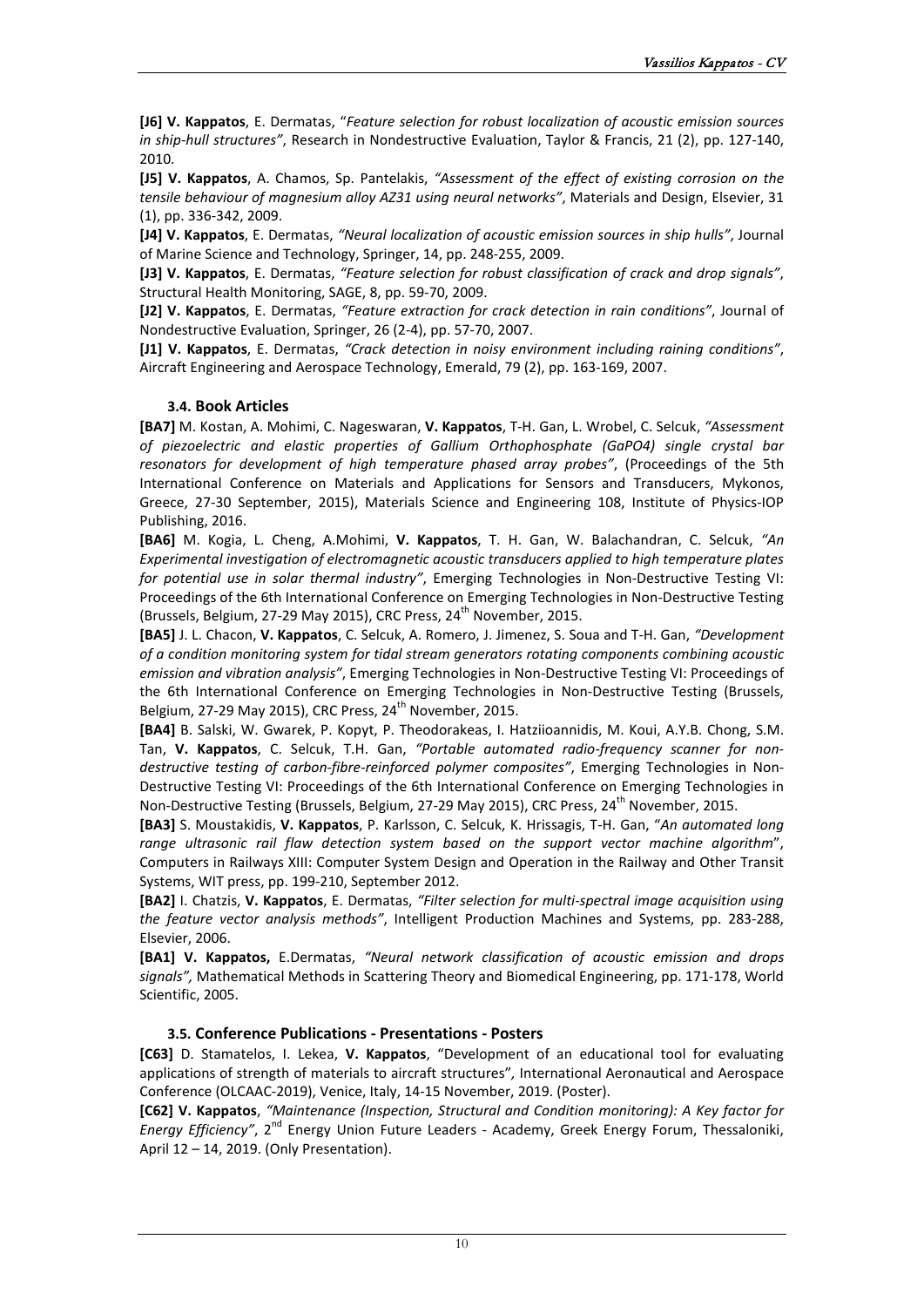**[J6] V. Kappatos**, E. Dermatas, "*Feature selection for robust localization of acoustic emission sources in ship-hull structures"*, Research in Nondestructive Evaluation, Taylor & Francis, 21 (2), pp. 127-140, 2010.

**[J5] V. Kappatos**, A. Chamos, Sp. Pantelakis, *"Assessment of the effect of existing corrosion on the tensile behaviour of magnesium alloy AZ31 using neural networks"*, Materials and Design, Elsevier, 31 (1), pp. 336-342, 2009.

**[J4] V. Kappatos**, E. Dermatas, *"Neural localization of acoustic emission sources in ship hulls"*, Journal of Marine Science and Technology, Springer, 14, pp. 248-255, 2009.

**[J3] V. Kappatos**, E. Dermatas, *"Feature selection for robust classification of crack and drop signals"*, Structural Health Monitoring, SAGE, 8, pp. 59-70, 2009.

**[J2] V. Kappatos**, E. Dermatas, *"Feature extraction for crack detection in rain conditions"*, Journal of Nondestructive Evaluation, Springer, 26 (2-4), pp. 57-70, 2007.

**[J1] V. Kappatos**, E. Dermatas, *"Crack detection in noisy environment including raining conditions"*, Aircraft Engineering and Aerospace Technology, Emerald, 79 (2), pp. 163-169, 2007.

### 3.4. Book Articles

**[BA7]** M. Kostan, A. Mohimi, C. Nageswaran, **V. Kappatos**, T-H. Gan, L. Wrobel, C. Selcuk, *"Assessment of piezoelectric and elastic properties of Gallium Orthophosphate (GaPO4) single crystal bar resonators for development of high temperature phased array probes"*, (Proceedings of the 5th International Conference on Materials and Applications for Sensors and Transducers, Mykonos, Greece, 27-30 September, 2015), Materials Science and Engineering 108, Institute of Physics-IOP Publishing, 2016.

**[BA6]** M. Kogia, L. Cheng, A.Mohimi, **V. Kappatos**, T. H. Gan, W. Balachandran, C. Selcuk, *"An Experimental investigation of electromagnetic acoustic transducers applied to high temperature plates for potential use in solar thermal industry"*, Emerging Technologies in Non-Destructive Testing VI: Proceedings of the 6th International Conference on Emerging Technologies in Non-Destructive Testing (Brussels, Belgium, 27-29 May 2015), CRC Press, 24th November, 2015.

**[BA5]** J. L. Chacon, **V. Kappatos**, C. Selcuk, A. Romero, J. Jimenez, S. Soua and T-H. Gan, *"Development of a condition monitoring system for tidal stream generators rotating components combining acoustic emission and vibration analysis"*, Emerging Technologies in Non-Destructive Testing VI: Proceedings of the 6th International Conference on Emerging Technologies in Non-Destructive Testing (Brussels, Belgium, 27-29 May 2015), CRC Press, 24th November, 2015.

**[BA4]** B. Salski, W. Gwarek, P. Kopyt, P. Theodorakeas, I. Hatziioannidis, M. Koui, A.Y.B. Chong, S.M. Tan, **V. Kappatos**, C. Selcuk, T.H. Gan, *"Portable automated radio-frequency scanner for non-destructive testing of carbon-fibre-reinforced polymer composites"*, Emerging Technologies in Non-Destructive Testing VI: Proceedings of the 6th International Conference on Emerging Technologies in Non-Destructive Testing (Brussels, Belgium, 27-29 May 2015), CRC Press, 24th November, 2015.

**[BA3]** S. Moustakidis, **V. Kappatos**, P. Karlsson, C. Selcuk, K. Hrissagis, T-H. Gan, "*An automated long range ultrasonic rail flaw detection system based on the support vector machine algorithm*", Computers in Railways XIII: Computer System Design and Operation in the Railway and Other Transit Systems, WIT press, pp. 199-210, September 2012.

**[BA2]** I. Chatzis, **V. Kappatos**, E. Dermatas, *"Filter selection for multi-spectral image acquisition using the feature vector analysis methods"*, Intelligent Production Machines and Systems, pp. 283-288, Elsevier, 2006.

**[BA1] V. Kappatos,** E.Dermatas, *"Neural network classification of acoustic emission and drops signals",* Mathematical Methods in Scattering Theory and Biomedical Engineering, pp. 171-178, World Scientific, 2005.

### 3.5. Conference Publications - Presentations - Posters

**[C63]** D. Stamatelos, I. Lekea, **V. Kappatos**, "Development of an educational tool for evaluating applications of strength of materials to aircraft structures", International Aeronautical and Aerospace Conference (OLCAAC-2019), Venice, Italy, 14-15 November, 2019. (Poster).

**[C62] V. Kappatos**, *"Maintenance (Inspection, Structural and Condition monitoring): A Key factor for Energy Efficiency"*, 2nd Energy Union Future Leaders - Academy, Greek Energy Forum, Thessaloniki, April 12 – 14, 2019. (Only Presentation).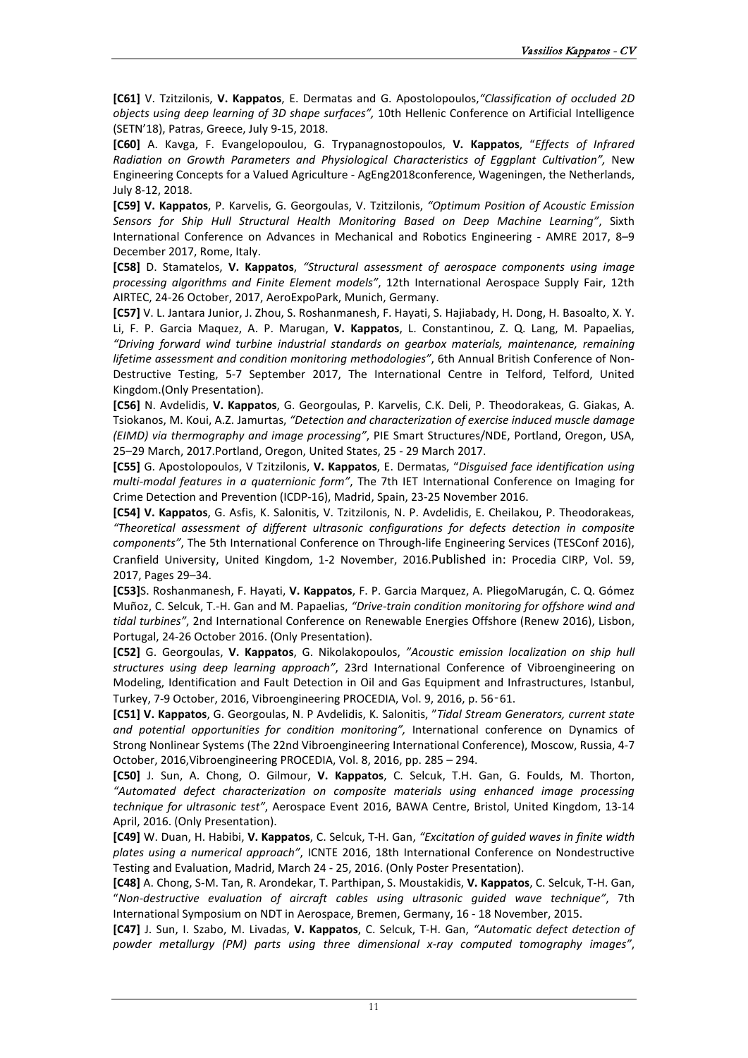**[C61]** V. Tzitzilonis, **V. Kappatos**, E. Dermatas and G. Apostolopoulos,*"Classification of occluded 2D objects using deep learning of 3D shape surfaces",* 10th Hellenic Conference on Artificial Intelligence (SETN'18), Patras, Greece, July 9-15, 2018.

**[C60]** A. Kavga, F. Evangelopoulou, G. Trypanagnostopoulos, **V. Kappatos**, "*Effects of Infrared Radiation on Growth Parameters and Physiological Characteristics of Eggplant Cultivation",* New Engineering Concepts for a Valued Agriculture - AgEng2018conference, Wageningen, the Netherlands, July 8-12, 2018.

**[C59] V. Kappatos**, P. Karvelis, G. Georgoulas, V. Tzitzilonis, *"Optimum Position of Acoustic Emission Sensors for Ship Hull Structural Health Monitoring Based on Deep Machine Learning"*, Sixth International Conference on Advances in Mechanical and Robotics Engineering - AMRE 2017, 8–9 December 2017, Rome, Italy.

**[C58]** D. Stamatelos, **V. Kappatos**, *"Structural assessment of aerospace components using image processing algorithms and Finite Element models"*, 12th International Aerospace Supply Fair, 12th AIRTEC, 24-26 October, 2017, AeroExpoPark, Munich, Germany.

**[C57]** V. L. Jantara Junior, J. Zhou, S. Roshanmanesh, F. Hayati, S. Hajiabady, H. Dong, H. Basoalto, X. Y. Li, F. P. Garcia Maquez, A. P. Marugan, **V. Kappatos**, L. Constantinou, Z. Q. Lang, M. Papaelias, *"Driving forward wind turbine industrial standards on gearbox materials, maintenance, remaining lifetime assessment and condition monitoring methodologies"*, 6th Annual British Conference of Non-Destructive Testing, 5-7 September 2017, The International Centre in Telford, Telford, United Kingdom.(Only Presentation).

**[C56]** N. Avdelidis, **V. Kappatos**, G. Georgoulas, P. Karvelis, C.K. Deli, P. Theodorakeas, G. Giakas, A. Tsiokanos, M. Koui, A.Z. Jamurtas, *"Detection and characterization of exercise induced muscle damage (EIMD) via thermography and image processing"*, PIE Smart Structures/NDE, Portland, Oregon, USA, 25–29 March, 2017.Portland, Oregon, United States, 25 - 29 March 2017.

**[C55]** G. Apostolopoulos, V Tzitzilonis, **V. Kappatos**, E. Dermatas, "*Disguised face identification using multi-modal features in a quaternionic form"*, The 7th IET International Conference on Imaging for Crime Detection and Prevention (ICDP-16), Madrid, Spain, 23-25 November 2016.

**[C54] V. Kappatos**, G. Asfis, K. Salonitis, V. Tzitzilonis, N. P. Avdelidis, E. Cheilakou, P. Theodorakeas, *"Theoretical assessment of different ultrasonic configurations for defects detection in composite components"*, The 5th International Conference on Through-life Engineering Services (TESConf 2016), Cranfield University, United Kingdom, 1-2 November, 2016.Published in: Procedia CIRP, Vol. 59, 2017, Pages 29–34.

**[C53]**S. Roshanmanesh, F. Hayati, **V. Kappatos**, F. P. Garcia Marquez, A. PliegoMarugán, C. Q. Gómez Muñoz, C. Selcuk, T.-H. Gan and M. Papaelias, *"Drive-train condition monitoring for offshore wind and tidal turbines"*, 2nd International Conference on Renewable Energies Offshore (Renew 2016), Lisbon, Portugal, 24-26 October 2016. (Only Presentation).

**[C52]** G. Georgoulas, **V. Kappatos**, G. Nikolakopoulos, *"Acoustic emission localization on ship hull structures using deep learning approach"*, 23rd International Conference of Vibroengineering on Modeling, Identification and Fault Detection in Oil and Gas Equipment and Infrastructures, Istanbul, Turkey, 7-9 October, 2016, Vibroengineering PROCEDIA, Vol. 9, 2016, p. 56‑61.

**[C51] V. Kappatos**, G. Georgoulas, N. P Avdelidis, K. Salonitis, "*Tidal Stream Generators, current state and potential opportunities for condition monitoring",* International conference on Dynamics of Strong Nonlinear Systems (The 22nd Vibroengineering International Conference), Moscow, Russia, 4-7 October, 2016,Vibroengineering PROCEDIA, Vol. 8, 2016, pp. 285 – 294.

**[C50]** J. Sun, A. Chong, O. Gilmour, **V. Kappatos**, C. Selcuk, T.H. Gan, G. Foulds, M. Thorton, *"Automated defect characterization on composite materials using enhanced image processing technique for ultrasonic test"*, Aerospace Event 2016, BAWA Centre, Bristol, United Kingdom, 13-14 April, 2016. (Only Presentation).

**[C49]** W. Duan, H. Habibi, **V. Kappatos**, C. Selcuk, T-H. Gan, *"Excitation of guided waves in finite width plates using a numerical approach"*, ICNTE 2016, 18th International Conference on Nondestructive Testing and Evaluation, Madrid, March 24 - 25, 2016. (Only Poster Presentation).

**[C48]** A. Chong, S-M. Tan, R. Arondekar, T. Parthipan, S. Moustakidis, **V. Kappatos**, C. Selcuk, T-H. Gan, "*Non-destructive evaluation of aircraft cables using ultrasonic guided wave technique"*, 7th International Symposium on NDT in Aerospace, Bremen, Germany, 16 - 18 November, 2015.

**[C47]** J. Sun, I. Szabo, M. Livadas, **V. Kappatos**, C. Selcuk, T-H. Gan, *"Automatic defect detection of powder metallurgy (PM) parts using three dimensional x-ray computed tomography images"*,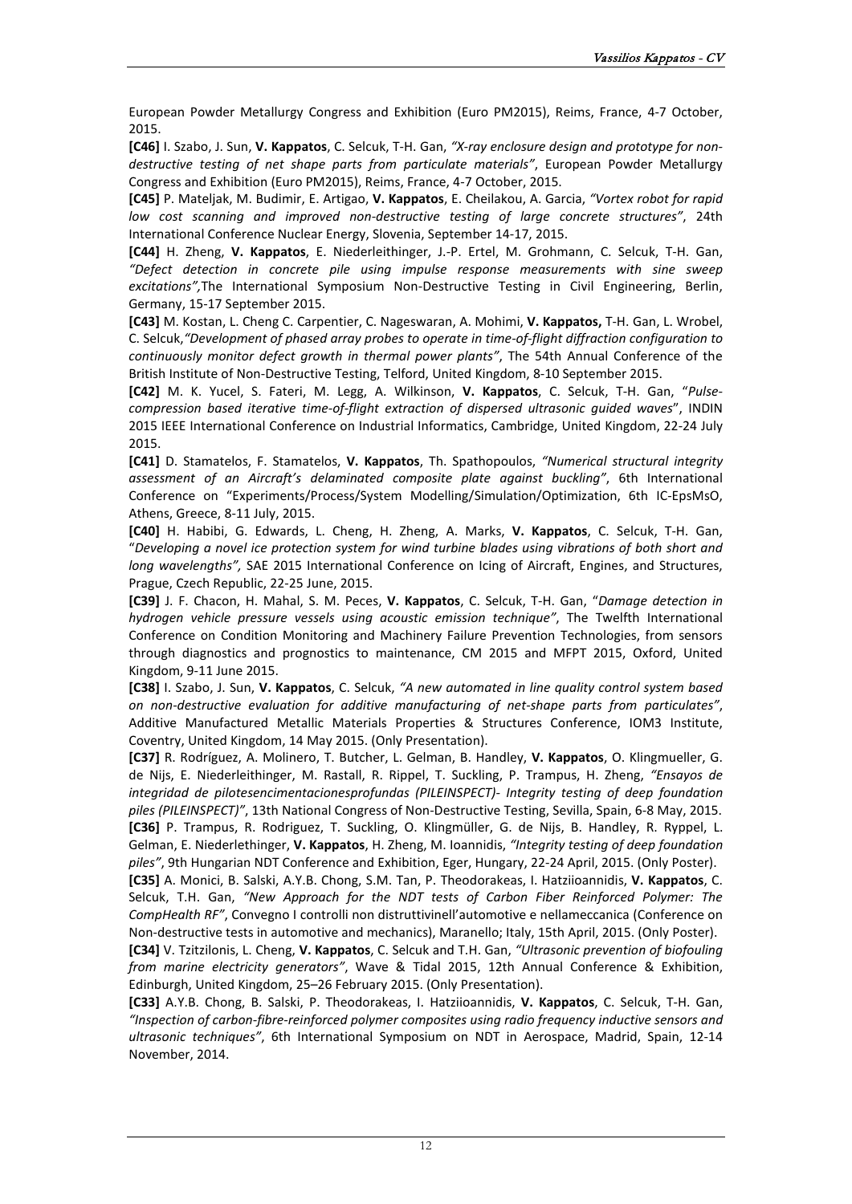European Powder Metallurgy Congress and Exhibition (Euro PM2015), Reims, France, 4-7 October, 2015.

**[C46]** I. Szabo, J. Sun, **V. Kappatos**, C. Selcuk, T-H. Gan, *"X-ray enclosure design and prototype for non-destructive testing of net shape parts from particulate materials"*, European Powder Metallurgy Congress and Exhibition (Euro PM2015), Reims, France, 4-7 October, 2015.

**[C45]** P. Mateljak, M. Budimir, E. Artigao, **V. Kappatos**, E. Cheilakou, A. Garcia, *"Vortex robot for rapid low cost scanning and improved non-destructive testing of large concrete structures"*, 24th International Conference Nuclear Energy, Slovenia, September 14-17, 2015.

**[C44]** H. Zheng, **V. Kappatos**, E. Niederleithinger, J.-P. Ertel, M. Grohmann, C. Selcuk, T-H. Gan, *"Defect detection in concrete pile using impulse response measurements with sine sweep excitations"*,The International Symposium Non-Destructive Testing in Civil Engineering, Berlin, Germany, 15-17 September 2015.

**[C43]** M. Kostan, L. Cheng C. Carpentier, C. Nageswaran, A. Mohimi, **V. Kappatos,** T-H. Gan, L. Wrobel, C. Selcuk,*"Development of phased array probes to operate in time-of-flight diffraction configuration to continuously monitor defect growth in thermal power plants"*, The 54th Annual Conference of the British Institute of Non-Destructive Testing, Telford, United Kingdom, 8-10 September 2015.

**[C42]** M. K. Yucel, S. Fateri, M. Legg, A. Wilkinson, **V. Kappatos**, C. Selcuk, T-H. Gan, "*Pulse-compression based iterative time-of-flight extraction of dispersed ultrasonic guided waves*", INDIN 2015 IEEE International Conference on Industrial Informatics, Cambridge, United Kingdom, 22-24 July 2015.

**[C41]** D. Stamatelos, F. Stamatelos, **V. Kappatos**, Th. Spathopoulos, *"Numerical structural integrity assessment of an Aircraft's delaminated composite plate against buckling"*, 6th International Conference on "Experiments/Process/System Modelling/Simulation/Optimization, 6th IC-EpsMsO, Athens, Greece, 8-11 July, 2015.

**[C40]** H. Habibi, G. Edwards, L. Cheng, H. Zheng, A. Marks, **V. Kappatos**, C. Selcuk, T-H. Gan, "*Developing a novel ice protection system for wind turbine blades using vibrations of both short and long wavelengths",* SAE 2015 International Conference on Icing of Aircraft, Engines, and Structures, Prague, Czech Republic, 22-25 June, 2015.

**[C39]** J. F. Chacon, H. Mahal, S. M. Peces, **V. Kappatos**, C. Selcuk, T-H. Gan, "*Damage detection in hydrogen vehicle pressure vessels using acoustic emission technique"*, The Twelfth International Conference on Condition Monitoring and Machinery Failure Prevention Technologies, from sensors through diagnostics and prognostics to maintenance, CM 2015 and MFPT 2015, Oxford, United Kingdom, 9-11 June 2015.

**[C38]** I. Szabo, J. Sun, **V. Kappatos**, C. Selcuk, *"A new automated in line quality control system based on non-destructive evaluation for additive manufacturing of net-shape parts from particulates"*, Additive Manufactured Metallic Materials Properties & Structures Conference, IOM3 Institute, Coventry, United Kingdom, 14 May 2015. (Only Presentation).

**[C37]** R. Rodríguez, A. Molinero, T. Butcher, L. Gelman, B. Handley, **V. Kappatos**, O. Klingmueller, G. de Nijs, E. Niederleithinger, M. Rastall, R. Rippel, T. Suckling, P. Trampus, H. Zheng, *"Ensayos de integridad de pilotesencimentacionesprofundas (PILEINSPECT)- Integrity testing of deep foundation piles (PILEINSPECT)"*, 13th National Congress of Non-Destructive Testing, Sevilla, Spain, 6-8 May, 2015.

**[C36]** P. Trampus, R. Rodriguez, T. Suckling, O. Klingmüller, G. de Nijs, B. Handley, R. Ryppel, L. Gelman, E. Niederlethinger, **V. Kappatos**, H. Zheng, M. Ioannidis, *"Integrity testing of deep foundation piles"*, 9th Hungarian NDT Conference and Exhibition, Eger, Hungary, 22-24 April, 2015. (Only Poster).

**[C35]** A. Monici, B. Salski, A.Y.B. Chong, S.M. Tan, P. Theodorakeas, I. Hatziioannidis, **V. Kappatos**, C. Selcuk, T.H. Gan, *"New Approach for the NDT tests of Carbon Fiber Reinforced Polymer: The CompHealth RF"*, Convegno I controlli non distruttivinell'automotive e nellameccanica (Conference on Non-destructive tests in automotive and mechanics), Maranello; Italy, 15th April, 2015. (Only Poster).

**[C34]** V. Tzitzilonis, L. Cheng, **V. Kappatos**, C. Selcuk and T.H. Gan, *"Ultrasonic prevention of biofouling from marine electricity generators"*, Wave & Tidal 2015, 12th Annual Conference & Exhibition, Edinburgh, United Kingdom, 25–26 February 2015. (Only Presentation).

**[C33]** A.Y.B. Chong, B. Salski, P. Theodorakeas, I. Hatziioannidis, **V. Kappatos**, C. Selcuk, T-H. Gan, *"Inspection of carbon-fibre-reinforced polymer composites using radio frequency inductive sensors and ultrasonic techniques"*, 6th International Symposium on NDT in Aerospace, Madrid, Spain, 12-14 November, 2014.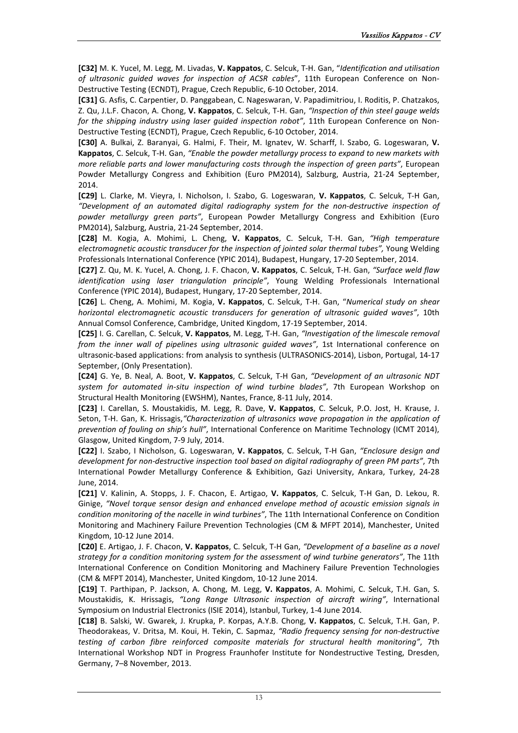**[C32]** M. K. Yucel, M. Legg, M. Livadas, **V. Kappatos**, C. Selcuk, T-H. Gan, "*Identification and utilisation of ultrasonic guided waves for inspection of ACSR cables*", 11th European Conference on Non-Destructive Testing (ECNDT), Prague, Czech Republic, 6-10 October, 2014.

**[C31]** G. Asfis, C. Carpentier, D. Panggabean, C. Nageswaran, V. Papadimitriou, I. Roditis, P. Chatzakos, Z. Qu, J.L.F. Chacon, A. Chong, **V. Kappatos**, C. Selcuk, T-H. Gan, *"Inspection of thin steel gauge welds for the shipping industry using laser guided inspection robot"*, 11th European Conference on Non-Destructive Testing (ECNDT), Prague, Czech Republic, 6-10 October, 2014.

**[C30]** A. Bulkai, Z. Baranyai, G. Halmi, F. Their, M. Ignatev, W. Scharff, I. Szabo, G. Logeswaran, **V. Kappatos**, C. Selcuk, T-H. Gan, *"Enable the powder metallurgy process to expand to new markets with more reliable parts and lower manufacturing costs through the inspection of green parts"*, European Powder Metallurgy Congress and Exhibition (Euro PM2014), Salzburg, Austria, 21-24 September, 2014.

**[C29]** L. Clarke, M. Vieyra, I. Nicholson, I. Szabo, G. Logeswaran, **V. Kappatos**, C. Selcuk, T-H Gan, *"Development of an automated digital radiography system for the non-destructive inspection of powder metallurgy green parts"*, European Powder Metallurgy Congress and Exhibition (Euro PM2014), Salzburg, Austria, 21-24 September, 2014.

**[C28]** M. Kogia, A. Mohimi, L. Cheng, **V. Kappatos**, C. Selcuk, T-H. Gan, *"High temperature electromagnetic acoustic transducer for the inspection of jointed solar thermal tubes",* Young Welding Professionals International Conference (YPIC 2014), Budapest, Hungary, 17-20 September, 2014.

**[C27]** Z. Qu, M. K. Yucel, A. Chong, J. F. Chacon, **V. Kappatos**, C. Selcuk, T-H. Gan, *"Surface weld flaw identification using laser triangulation principle"*, Young Welding Professionals International Conference (YPIC 2014), Budapest, Hungary, 17-20 September, 2014.

**[C26]** L. Cheng, A. Mohimi, M. Kogia, **V. Kappatos**, C. Selcuk, T-H. Gan, "*Numerical study on shear horizontal electromagnetic acoustic transducers for generation of ultrasonic guided waves"*, 10th Annual Comsol Conference, Cambridge, United Kingdom, 17-19 September, 2014.

**[C25]** I. G. Carellan, C. Selcuk, **V. Kappatos**, M. Legg, T-H. Gan, *"Investigation of the limescale removal from the inner wall of pipelines using ultrasonic guided waves"*, 1st International conference on ultrasonic-based applications: from analysis to synthesis (ULTRASONICS-2014), Lisbon, Portugal, 14-17 September, (Only Presentation).

**[C24]** G. Ye, B. Neal, A. Boot, **V. Kappatos**, C. Selcuk, T-H Gan, *"Development of an ultrasonic NDT system for automated in-situ inspection of wind turbine blades"*, 7th European Workshop on Structural Health Monitoring (EWSHM), Nantes, France, 8-11 July, 2014.

**[C23]** I. Carellan, S. Moustakidis, M. Legg, R. Dave, **V. Kappatos**, C. Selcuk, P.O. Jost, H. Krause, J. Seton, T-H. Gan, K. Hrissagis,*"Characterization of ultrasonics wave propagation in the application of prevention of fouling on ship's hull"*, International Conference on Maritime Technology (ICMT 2014), Glasgow, United Kingdom, 7-9 July, 2014.

**[C22]** I. Szabo, I Nicholson, G. Logeswaran, **V. Kappatos**, C. Selcuk, T-H Gan, *"Enclosure design and development for non-destructive inspection tool based on digital radiography of green PM parts"*, 7th International Powder Metallurgy Conference & Exhibition, Gazi University, Ankara, Turkey, 24-28 June, 2014.

**[C21]** V. Kalinin, A. Stopps, J. F. Chacon, E. Artigao, **V. Kappatos**, C. Selcuk, T-H Gan, D. Lekou, R. Ginige, *"Novel torque sensor design and enhanced envelope method of acoustic emission signals in condition monitoring of the nacelle in wind turbines"*, The 11th International Conference on Condition Monitoring and Machinery Failure Prevention Technologies (CM & MFPT 2014), Manchester, United Kingdom, 10-12 June 2014.

**[C20]** E. Artigao, J. F. Chacon, **V. Kappatos**, C. Selcuk, T-H Gan, *"Development of a baseline as a novel strategy for a condition monitoring system for the assessment of wind turbine generators"*, The 11th International Conference on Condition Monitoring and Machinery Failure Prevention Technologies (CM & MFPT 2014), Manchester, United Kingdom, 10-12 June 2014.

**[C19]** T. Parthipan, P. Jackson, A. Chong, M. Legg, **V. Kappatos**, A. Mohimi, C. Selcuk, T.H. Gan, S. Moustakidis, K. Hrissagis, *"Long Range Ultrasonic inspection of aircraft wiring"*, International Symposium on Industrial Electronics (ISIE 2014), Istanbul, Turkey, 1-4 June 2014.

**[C18]** B. Salski, W. Gwarek, J. Krupka, P. Korpas, A.Y.B. Chong, **V. Kappatos**, C. Selcuk, T.H. Gan, P. Theodorakeas, V. Dritsa, M. Koui, H. Tekin, C. Sapmaz, *"Radio frequency sensing for non-destructive testing of carbon fibre reinforced composite materials for structural health monitoring"*, 7th International Workshop NDT in Progress Fraunhofer Institute for Nondestructive Testing, Dresden, Germany, 7–8 November, 2013.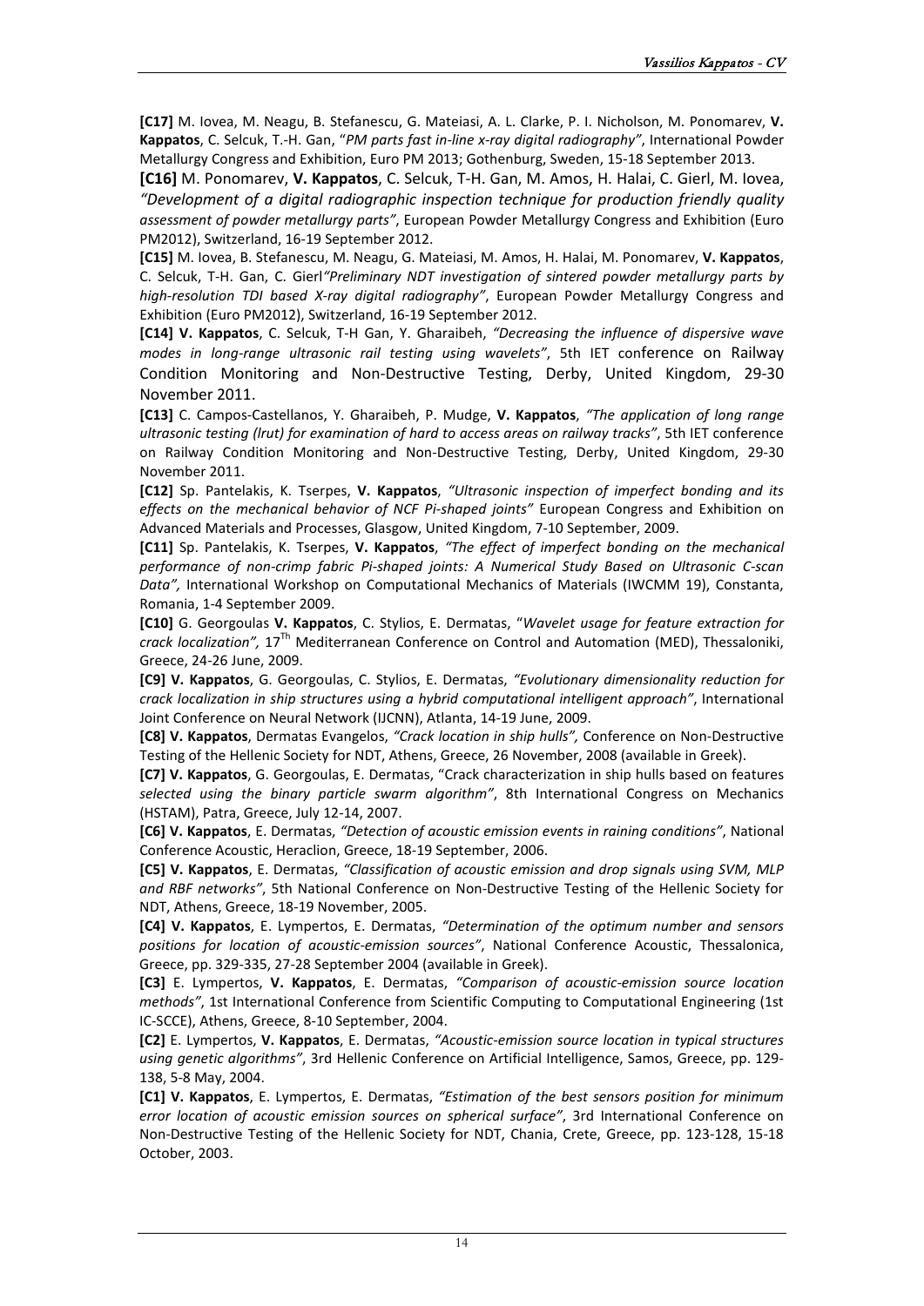**[C17]** M. Iovea, M. Neagu, B. Stefanescu, G. Mateiasi, A. L. Clarke, P. I. Nicholson, M. Ponomarev, **V. Kappatos**, C. Selcuk, T.-H. Gan, "*PM parts fast in-line x-ray digital radiography*", International Powder Metallurgy Congress and Exhibition, Euro PM 2013; Gothenburg, Sweden, 15-18 September 2013.

**[C16]** M. Ponomarev, **V. Kappatos**, C. Selcuk, T-H. Gan, M. Amos, H. Halai, C. Gierl, M. Iovea, *"Development of a digital radiographic inspection technique for production friendly quality assessment of powder metallurgy parts"*, European Powder Metallurgy Congress and Exhibition (Euro PM2012), Switzerland, 16-19 September 2012.

**[C15]** M. Iovea, B. Stefanescu, M. Neagu, G. Mateiasi, M. Amos, H. Halai, M. Ponomarev, **V. Kappatos**, C. Selcuk, T-H. Gan, C. Gierl*"Preliminary NDT investigation of sintered powder metallurgy parts by high-resolution TDI based X-ray digital radiography"*, European Powder Metallurgy Congress and Exhibition (Euro PM2012), Switzerland, 16-19 September 2012.

**[C14] V. Kappatos**, C. Selcuk, T-H Gan, Y. Gharaibeh, *"Decreasing the influence of dispersive wave modes in long-range ultrasonic rail testing using wavelets"*, 5th IET conference on Railway Condition Monitoring and Non-Destructive Testing, Derby, United Kingdom, 29-30 November 2011.

**[C13]** C. Campos-Castellanos, Y. Gharaibeh, P. Mudge, **V. Kappatos**, *"The application of long range ultrasonic testing (lrut) for examination of hard to access areas on railway tracks"*, 5th IET conference on Railway Condition Monitoring and Non-Destructive Testing, Derby, United Kingdom, 29-30 November 2011.

**[C12]** Sp. Pantelakis, K. Tserpes, **V. Kappatos**, *"Ultrasonic inspection of imperfect bonding and its effects on the mechanical behavior of NCF Pi-shaped joints"* European Congress and Exhibition on Advanced Materials and Processes, Glasgow, United Kingdom, 7-10 September, 2009.

**[C11]** Sp. Pantelakis, K. Tserpes, **V. Kappatos**, *"The effect of imperfect bonding on the mechanical performance of non-crimp fabric Pi-shaped joints: A Numerical Study Based on Ultrasonic C-scan Data",* International Workshop on Computational Mechanics of Materials (IWCMM 19), Constanta, Romania, 1-4 September 2009.

**[C10]** G. Georgoulas **V. Kappatos**, C. Stylios, E. Dermatas, "*Wavelet usage for feature extraction for crack localization",* 17$^{Th}$ Mediterranean Conference on Control and Automation (MED), Thessaloniki, Greece, 24-26 June, 2009.

**[C9] V. Kappatos**, G. Georgoulas, C. Stylios, E. Dermatas, *"Evolutionary dimensionality reduction for crack localization in ship structures using a hybrid computational intelligent approach"*, International Joint Conference on Neural Network (IJCNN), Atlanta, 14-19 June, 2009.

**[C8] V. Kappatos**, Dermatas Evangelos, *"Crack location in ship hulls",* Conference on Non-Destructive Testing of the Hellenic Society for NDT, Athens, Greece, 26 November, 2008 (available in Greek).

**[C7] V. Kappatos**, G. Georgoulas, E. Dermatas, "Crack characterization in ship hulls based on features *selected using the binary particle swarm algorithm"*, 8th International Congress on Mechanics (HSTAM), Patra, Greece, July 12-14, 2007.

**[C6] V. Kappatos**, E. Dermatas, *"Detection of acoustic emission events in raining conditions"*, National Conference Acoustic, Heraclion, Greece, 18-19 September, 2006.

**[C5] V. Kappatos**, E. Dermatas, *"Classification of acoustic emission and drop signals using SVM, MLP and RBF networks"*, 5th National Conference on Non-Destructive Testing of the Hellenic Society for NDT, Athens, Greece, 18-19 November, 2005.

**[C4] V. Kappatos**, E. Lympertos, E. Dermatas, *"Determination of the optimum number and sensors positions for location of acoustic-emission sources"*, National Conference Acoustic, Thessalonica, Greece, pp. 329-335, 27-28 September 2004 (available in Greek).

**[C3]** E. Lympertos, **V. Kappatos**, E. Dermatas, *"Comparison of acoustic-emission source location methods"*, 1st International Conference from Scientific Computing to Computational Engineering (1st IC-SCCE), Athens, Greece, 8-10 September, 2004.

**[C2]** E. Lympertos, **V. Kappatos**, E. Dermatas, *"Acoustic-emission source location in typical structures using genetic algorithms"*, 3rd Hellenic Conference on Artificial Intelligence, Samos, Greece, pp. 129-138, 5-8 May, 2004.

**[C1] V. Kappatos**, E. Lympertos, E. Dermatas, *"Estimation of the best sensors position for minimum error location of acoustic emission sources on spherical surface"*, 3rd International Conference on Non-Destructive Testing of the Hellenic Society for NDT, Chania, Crete, Greece, pp. 123-128, 15-18 October, 2003.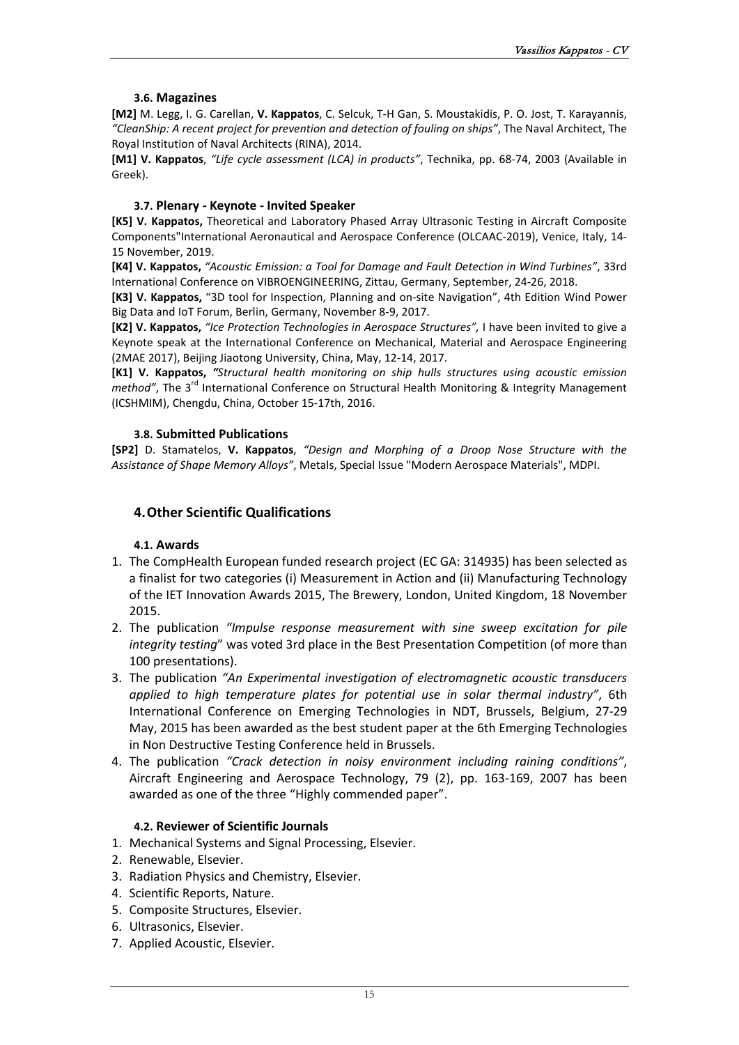### 3.6. Magazines

**[M2]** M. Legg, I. G. Carellan, **V. Kappatos**, C. Selcuk, T-H Gan, S. Moustakidis, P. O. Jost, T. Karayannis, *"CleanShip: A recent project for prevention and detection of fouling on ships"*, The Naval Architect, The Royal Institution of Naval Architects (RINA), 2014.

**[M1] V. Kappatos**, *"Life cycle assessment (LCA) in products"*, Technika, pp. 68-74, 2003 (Available in Greek).

### 3.7. Plenary - Keynote - Invited Speaker

**[K5] V. Kappatos,** Theoretical and Laboratory Phased Array Ultrasonic Testing in Aircraft Composite Components"International Aeronautical and Aerospace Conference (OLCAAC-2019), Venice, Italy, 14-15 November, 2019.

**[K4] V. Kappatos,** *"Acoustic Emission: a Tool for Damage and Fault Detection in Wind Turbines"*, 33rd International Conference on VIBROENGINEERING, Zittau, Germany, September, 24-26, 2018.

**[K3] V. Kappatos,** "3D tool for Inspection, Planning and on-site Navigation", 4th Edition Wind Power Big Data and IoT Forum, Berlin, Germany, November 8-9, 2017.

**[K2] V. Kappatos,** *"Ice Protection Technologies in Aerospace Structures",* I have been invited to give a Keynote speak at the International Conference on Mechanical, Material and Aerospace Engineering (2MAE 2017), Beijing Jiaotong University, China, May, 12-14, 2017.

**[K1] V. Kappatos,** *"Structural health monitoring on ship hulls structures using acoustic emission method"*, The 3rd International Conference on Structural Health Monitoring & Integrity Management (ICSHMIM), Chengdu, China, October 15-17th, 2016.

### 3.8. Submitted Publications

**[SP2]** D. Stamatelos, **V. Kappatos**, *"Design and Morphing of a Droop Nose Structure with the Assistance of Shape Memory Alloys"*, Metals, Special Issue "Modern Aerospace Materials", MDPI.

## 4. Other Scientific Qualifications

### 4.1. Awards

1. The CompHealth European funded research project (EC GA: 314935) has been selected as a finalist for two categories (i) Measurement in Action and (ii) Manufacturing Technology of the IET Innovation Awards 2015, The Brewery, London, United Kingdom, 18 November 2015.
2. The publication *"Impulse response measurement with sine sweep excitation for pile integrity testing*" was voted 3rd place in the Best Presentation Competition (of more than 100 presentations).
3. The publication *"An Experimental investigation of electromagnetic acoustic transducers applied to high temperature plates for potential use in solar thermal industry"*, 6th International Conference on Emerging Technologies in NDT, Brussels, Belgium, 27-29 May, 2015 has been awarded as the best student paper at the 6th Emerging Technologies in Non Destructive Testing Conference held in Brussels.
4. The publication *"Crack detection in noisy environment including raining conditions"*, Aircraft Engineering and Aerospace Technology, 79 (2), pp. 163-169, 2007 has been awarded as one of the three "Highly commended paper".

### 4.2. Reviewer of Scientific Journals

1. Mechanical Systems and Signal Processing, Elsevier.
2. Renewable, Elsevier.
3. Radiation Physics and Chemistry, Elsevier.
4. Scientific Reports, Nature.
5. Composite Structures, Elsevier.
6. Ultrasonics, Elsevier.
7. Applied Acoustic, Elsevier.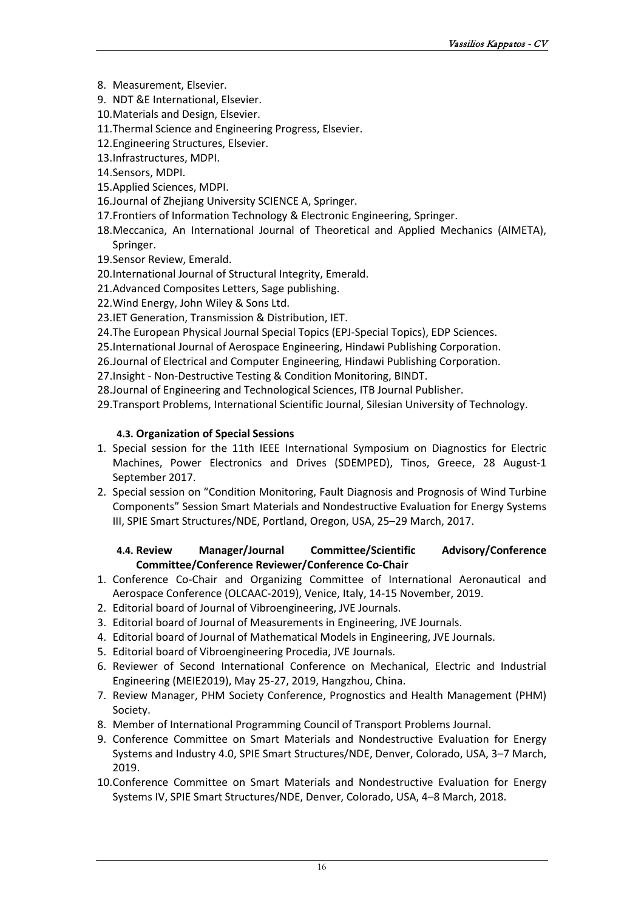8. Measurement, Elsevier.
9. NDT &E International, Elsevier.
10. Materials and Design, Elsevier.
11. Thermal Science and Engineering Progress, Elsevier.
12. Engineering Structures, Elsevier.
13. Infrastructures, MDPI.
14. Sensors, MDPI.
15. Applied Sciences, MDPI.
16. Journal of Zhejiang University SCIENCE A, Springer.
17. Frontiers of Information Technology & Electronic Engineering, Springer.
18. Meccanica, An International Journal of Theoretical and Applied Mechanics (AIMETA), Springer.
19. Sensor Review, Emerald.
20. International Journal of Structural Integrity, Emerald.
21. Advanced Composites Letters, Sage publishing.
22. Wind Energy, John Wiley & Sons Ltd.
23. IET Generation, Transmission & Distribution, IET.
24. The European Physical Journal Special Topics (EPJ-Special Topics), EDP Sciences.
25. International Journal of Aerospace Engineering, Hindawi Publishing Corporation.
26. Journal of Electrical and Computer Engineering, Hindawi Publishing Corporation.
27. Insight - Non-Destructive Testing & Condition Monitoring, BINDT.
28. Journal of Engineering and Technological Sciences, ITB Journal Publisher.
29. Transport Problems, International Scientific Journal, Silesian University of Technology.

#### 4.3. Organization of Special Sessions

1. Special session for the 11th IEEE International Symposium on Diagnostics for Electric Machines, Power Electronics and Drives (SDEMPED), Tinos, Greece, 28 August-1 September 2017.
2. Special session on "Condition Monitoring, Fault Diagnosis and Prognosis of Wind Turbine Components" Session Smart Materials and Nondestructive Evaluation for Energy Systems III, SPIE Smart Structures/NDE, Portland, Oregon, USA, 25–29 March, 2017.

#### 4.4. Review Manager/Journal Committee/Scientific Advisory/Conference Committee/Conference Reviewer/Conference Co-Chair

1. Conference Co-Chair and Organizing Committee of International Aeronautical and Aerospace Conference (OLCAAC-2019), Venice, Italy, 14-15 November, 2019.
2. Editorial board of Journal of Vibroengineering, JVE Journals.
3. Editorial board of Journal of Measurements in Engineering, JVE Journals.
4. Editorial board of Journal of Mathematical Models in Engineering, JVE Journals.
5. Editorial board of Vibroengineering Procedia, JVE Journals.
6. Reviewer of Second International Conference on Mechanical, Electric and Industrial Engineering (MEIE2019), May 25-27, 2019, Hangzhou, China.
7. Review Manager, PHM Society Conference, Prognostics and Health Management (PHM) Society.
8. Member of International Programming Council of Transport Problems Journal.
9. Conference Committee on Smart Materials and Nondestructive Evaluation for Energy Systems and Industry 4.0, SPIE Smart Structures/NDE, Denver, Colorado, USA, 3–7 March, 2019.
10. Conference Committee on Smart Materials and Nondestructive Evaluation for Energy Systems IV, SPIE Smart Structures/NDE, Denver, Colorado, USA, 4–8 March, 2018.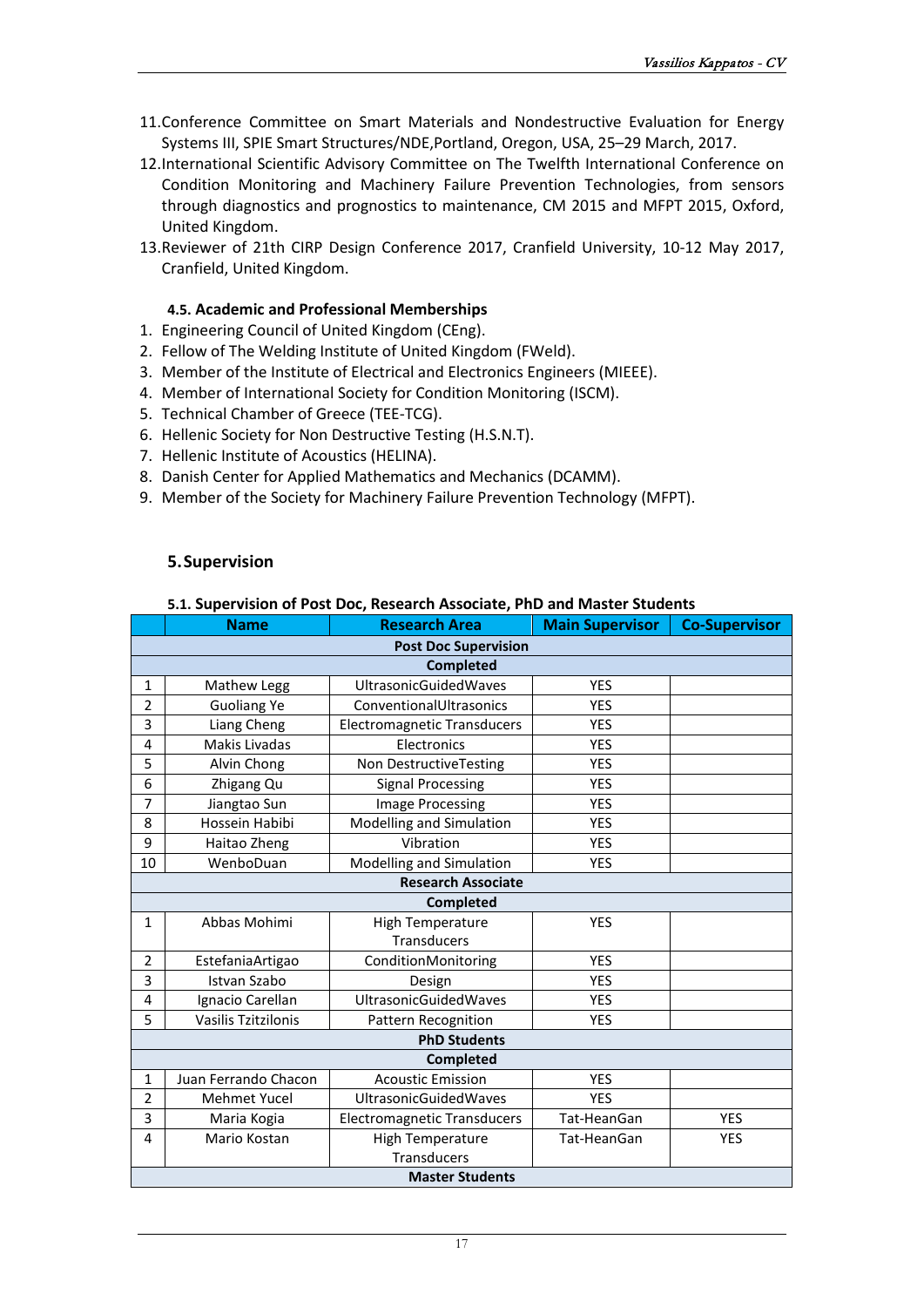11. Conference Committee on Smart Materials and Nondestructive Evaluation for Energy Systems III, SPIE Smart Structures/NDE,Portland, Oregon, USA, 25–29 March, 2017.
12. International Scientific Advisory Committee on The Twelfth International Conference on Condition Monitoring and Machinery Failure Prevention Technologies, from sensors through diagnostics and prognostics to maintenance, CM 2015 and MFPT 2015, Oxford, United Kingdom.
13. Reviewer of 21th CIRP Design Conference 2017, Cranfield University, 10-12 May 2017, Cranfield, United Kingdom.

### 4.5. Academic and Professional Memberships

1. Engineering Council of United Kingdom (CEng).
2. Fellow of The Welding Institute of United Kingdom (FWeld).
3. Member of the Institute of Electrical and Electronics Engineers (MIEEE).
4. Member of International Society for Condition Monitoring (ISCM).
5. Technical Chamber of Greece (TEE-TCG).
6. Hellenic Society for Non Destructive Testing (H.S.N.T).
7. Hellenic Institute of Acoustics (HELINA).
8. Danish Center for Applied Mathematics and Mechanics (DCAMM).
9. Member of the Society for Machinery Failure Prevention Technology (MFPT).

## 5. Supervision

### 5.1. Supervision of Post Doc, Research Associate, PhD and Master Students

| | Name | Research Area | Main Supervisor | Co-Supervisor |
|---|---|---|---|---|
| **Post Doc Supervision** | | | | |
| **Completed** | | | | |
| 1 | Mathew Legg | UltrasonicGuidedWaves | YES | |
| 2 | Guoliang Ye | ConventionalUltrasonics | YES | |
| 3 | Liang Cheng | Electromagnetic Transducers | YES | |
| 4 | Makis Livadas | Electronics | YES | |
| 5 | Alvin Chong | Non DestructiveTesting | YES | |
| 6 | Zhigang Qu | Signal Processing | YES | |
| 7 | Jiangtao Sun | Image Processing | YES | |
| 8 | Hossein Habibi | Modelling and Simulation | YES | |
| 9 | Haitao Zheng | Vibration | YES | |
| 10 | WenboDuan | Modelling and Simulation | YES | |
| **Research Associate** | | | | |
| **Completed** | | | | |
| 1 | Abbas Mohimi | High Temperature Transducers | YES | |
| 2 | EstefaniaArtigao | ConditionMonitoring | YES | |
| 3 | Istvan Szabo | Design | YES | |
| 4 | Ignacio Carellan | UltrasonicGuidedWaves | YES | |
| 5 | Vasilis Tzitzilonis | Pattern Recognition | YES | |
| **PhD Students** | | | | |
| **Completed** | | | | |
| 1 | Juan Ferrando Chacon | Acoustic Emission | YES | |
| 2 | Mehmet Yucel | UltrasonicGuidedWaves | YES | |
| 3 | Maria Kogia | Electromagnetic Transducers | Tat-HeanGan | YES |
| 4 | Mario Kostan | High Temperature Transducers | Tat-HeanGan | YES |
| **Master Students** | | | | |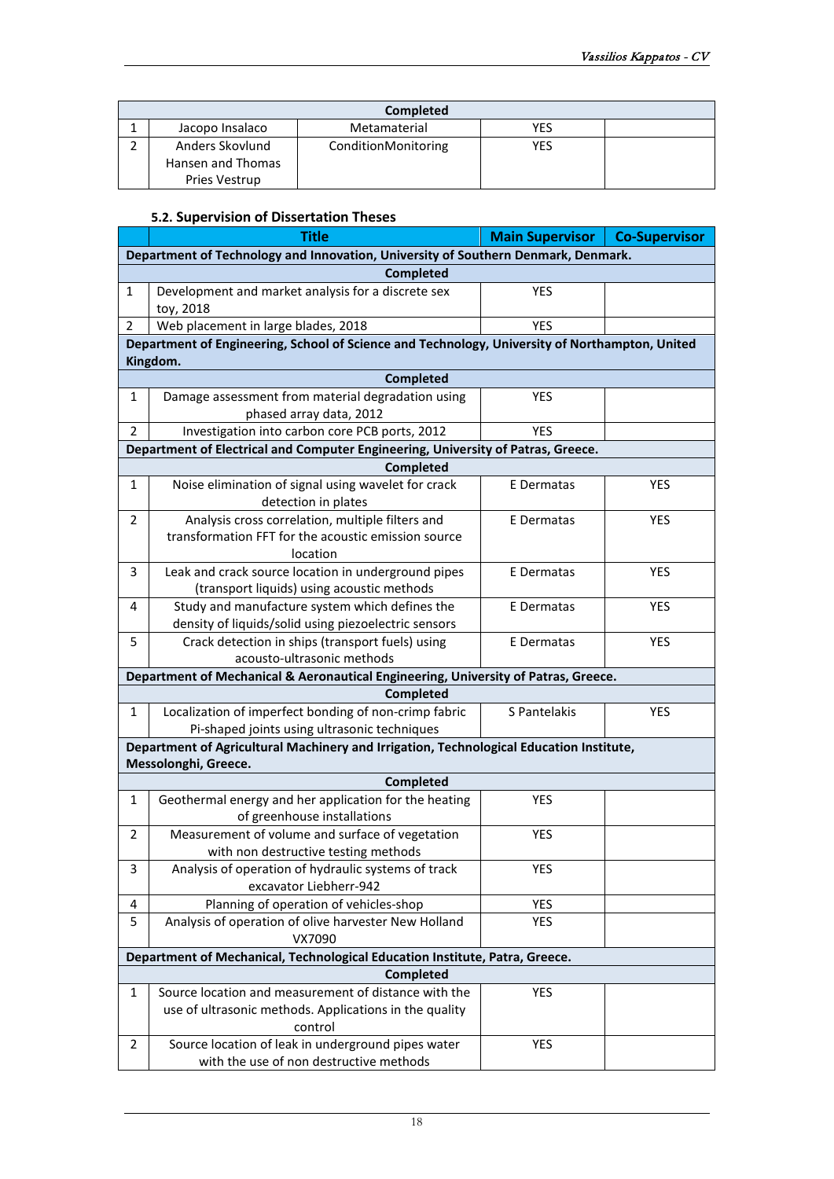| | | | | |
|---|---|---|---|---|
| **Completed** | | | | |
| 1 | Jacopo Insalaco | Metamaterial | YES | |
| 2 | Anders Skovlund Hansen and Thomas Pries Vestrup | ConditionMonitoring | YES | |

### 5.2. Supervision of Dissertation Theses

| | Title | Main Supervisor | Co-Supervisor |
|---|---|---|---|
| **Department of Technology and Innovation, University of Southern Denmark, Denmark.** | | | |
| **Completed** | | | |
| 1 | Development and market analysis for a discrete sex toy, 2018 | YES | |
| 2 | Web placement in large blades, 2018 | YES | |
| **Department of Engineering, School of Science and Technology, University of Northampton, United Kingdom.** | | | |
| **Completed** | | | |
| 1 | Damage assessment from material degradation using phased array data, 2012 | YES | |
| 2 | Investigation into carbon core PCB ports, 2012 | YES | |
| **Department of Electrical and Computer Engineering, University of Patras, Greece.** | | | |
| **Completed** | | | |
| 1 | Noise elimination of signal using wavelet for crack detection in plates | E Dermatas | YES |
| 2 | Analysis cross correlation, multiple filters and transformation FFT for the acoustic emission source location | E Dermatas | YES |
| 3 | Leak and crack source location in underground pipes (transport liquids) using acoustic methods | E Dermatas | YES |
| 4 | Study and manufacture system which defines the density of liquids/solid using piezoelectric sensors | E Dermatas | YES |
| 5 | Crack detection in ships (transport fuels) using acousto-ultrasonic methods | E Dermatas | YES |
| **Department of Mechanical & Aeronautical Engineering, University of Patras, Greece.** | | | |
| **Completed** | | | |
| 1 | Localization of imperfect bonding of non-crimp fabric Pi-shaped joints using ultrasonic techniques | S Pantelakis | YES |
| **Department of Agricultural Machinery and Irrigation, Technological Education Institute, Messolonghi, Greece.** | | | |
| **Completed** | | | |
| 1 | Geothermal energy and her application for the heating of greenhouse installations | YES | |
| 2 | Measurement of volume and surface of vegetation with non destructive testing methods | YES | |
| 3 | Analysis of operation of hydraulic systems of track excavator Liebherr-942 | YES | |
| 4 | Planning of operation of vehicles-shop | YES | |
| 5 | Analysis of operation of olive harvester New Holland VX7090 | YES | |
| **Department of Mechanical, Technological Education Institute, Patra, Greece.** | | | |
| **Completed** | | | |
| 1 | Source location and measurement of distance with the use of ultrasonic methods. Applications in the quality control | YES | |
| 2 | Source location of leak in underground pipes water with the use of non destructive methods | YES | |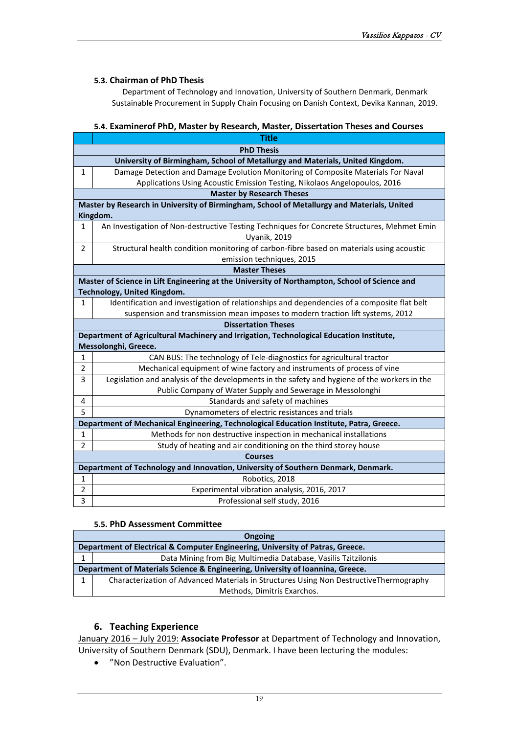### 5.3. Chairman of PhD Thesis

Department of Technology and Innovation, University of Southern Denmark, Denmark
Sustainable Procurement in Supply Chain Focusing on Danish Context, Devika Kannan, 2019.

### 5.4. Examinerof PhD, Master by Research, Master, Dissertation Theses and Courses

| | Title |
|---|---|
| **PhD Thesis** | |
| **University of Birmingham, School of Metallurgy and Materials, United Kingdom.** | |
| 1 | Damage Detection and Damage Evolution Monitoring of Composite Materials For Naval Applications Using Acoustic Emission Testing, Nikolaos Angelopoulos, 2016 |
| **Master by Research Theses** | |
| **Master by Research in University of Birmingham, School of Metallurgy and Materials, United Kingdom.** | |
| 1 | An Investigation of Non-destructive Testing Techniques for Concrete Structures, Mehmet Emin Uyanik, 2019 |
| 2 | Structural health condition monitoring of carbon-fibre based on materials using acoustic emission techniques, 2015 |
| **Master Theses** | |
| **Master of Science in Lift Engineering at the University of Northampton, School of Science and Technology, United Kingdom.** | |
| 1 | Identification and investigation of relationships and dependencies of a composite flat belt suspension and transmission mean imposes to modern traction lift systems, 2012 |
| **Dissertation Theses** | |
| **Department of Agricultural Machinery and Irrigation, Technological Education Institute, Messolonghi, Greece.** | |
| 1 | CAN BUS: The technology of Tele-diagnostics for agricultural tractor |
| 2 | Mechanical equipment of wine factory and instruments of process of vine |
| 3 | Legislation and analysis of the developments in the safety and hygiene of the workers in the Public Company of Water Supply and Sewerage in Messolonghi |
| 4 | Standards and safety of machines |
| 5 | Dynamometers of electric resistances and trials |
| **Department of Mechanical Engineering, Technological Education Institute, Patra, Greece.** | |
| 1 | Methods for non destructive inspection in mechanical installations |
| 2 | Study of heating and air conditioning on the third storey house |
| **Courses** | |
| **Department of Technology and Innovation, University of Southern Denmark, Denmark.** | |
| 1 | Robotics, 2018 |
| 2 | Experimental vibration analysis, 2016, 2017 |
| 3 | Professional self study, 2016 |

### 5.5. PhD Assessment Committee

| | Ongoing |
|---|---|
| **Department of Electrical & Computer Engineering, University of Patras, Greece.** | |
| 1 | Data Mining from Big Multimedia Database, Vasilis Tzitzilonis |
| **Department of Materials Science & Engineering, University of Ioannina, Greece.** | |
| 1 | Characterization of Advanced Materials in Structures Using Non DestructiveThermography Methods, Dimitris Exarchos. |

## 6. Teaching Experience

January 2016 – July 2019: **Associate Professor** at Department of Technology and Innovation, University of Southern Denmark (SDU), Denmark. I have been lecturing the modules:

- ”Non Destructive Evaluation”.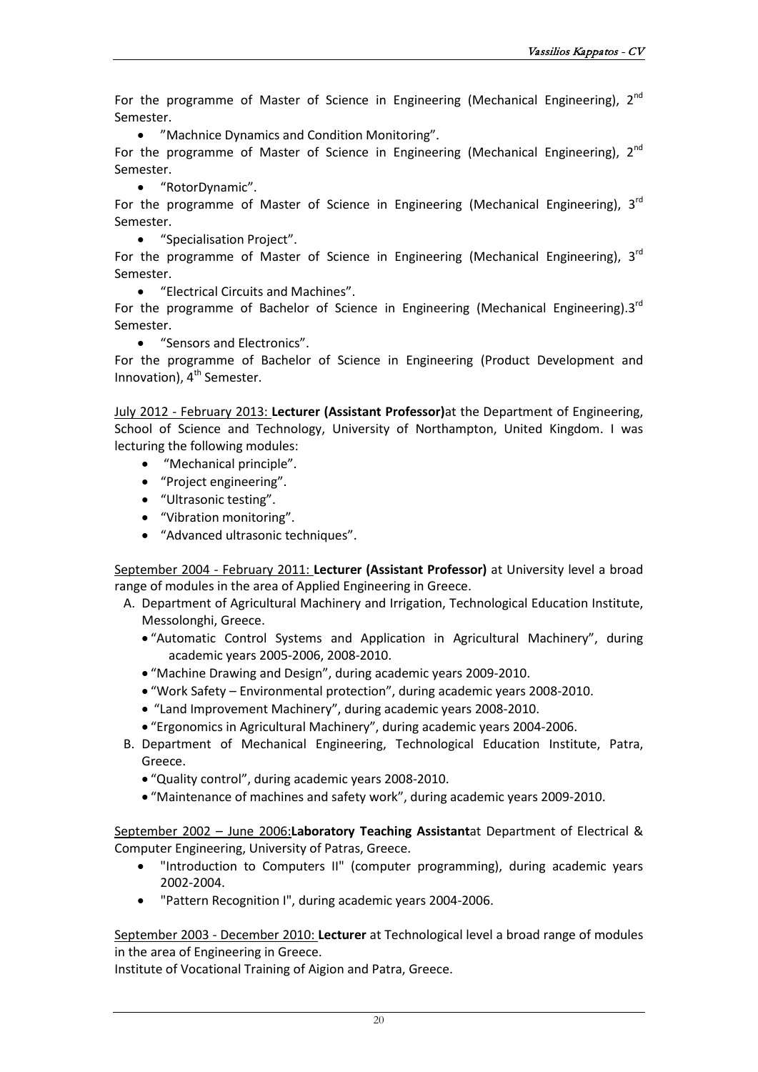For the programme of Master of Science in Engineering (Mechanical Engineering), 2nd Semester.

- ”Machnice Dynamics and Condition Monitoring”.

For the programme of Master of Science in Engineering (Mechanical Engineering), 2nd Semester.

- “RotorDynamic”.

For the programme of Master of Science in Engineering (Mechanical Engineering), 3rd Semester.

- “Specialisation Project”.

For the programme of Master of Science in Engineering (Mechanical Engineering), 3rd Semester.

- “Electrical Circuits and Machines”.

For the programme of Bachelor of Science in Engineering (Mechanical Engineering).3rd Semester.

- “Sensors and Electronics”.

For the programme of Bachelor of Science in Engineering (Product Development and Innovation), 4th Semester.

July 2012 - February 2013: **Lecturer (Assistant Professor)**at the Department of Engineering, School of Science and Technology, University of Northampton, United Kingdom. I was lecturing the following modules:

- “Mechanical principle”.
- “Project engineering”.
- “Ultrasonic testing”.
- “Vibration monitoring”.
- “Advanced ultrasonic techniques”.

September 2004 - February 2011: **Lecturer (Assistant Professor)** at University level a broad range of modules in the area of Applied Engineering in Greece.

A. Department of Agricultural Machinery and Irrigation, Technological Education Institute, Messolonghi, Greece.
   - “Automatic Control Systems and Application in Agricultural Machinery”, during academic years 2005-2006, 2008-2010.
   - “Machine Drawing and Design”, during academic years 2009-2010.
   - “Work Safety – Environmental protection”, during academic years 2008-2010.
   - “Land Improvement Machinery”, during academic years 2008-2010.
   - “Ergonomics in Agricultural Machinery”, during academic years 2004-2006.
B. Department of Mechanical Engineering, Technological Education Institute, Patra, Greece.
   - “Quality control”, during academic years 2008-2010.
   - “Maintenance of machines and safety work”, during academic years 2009-2010.

September 2002 – June 2006:**Laboratory Teaching Assistant**at Department of Electrical & Computer Engineering, University of Patras, Greece.

- "Introduction to Computers II" (computer programming), during academic years 2002-2004.
- "Pattern Recognition I", during academic years 2004-2006.

September 2003 - December 2010: **Lecturer** at Technological level a broad range of modules in the area of Engineering in Greece.

Institute of Vocational Training of Aigion and Patra, Greece.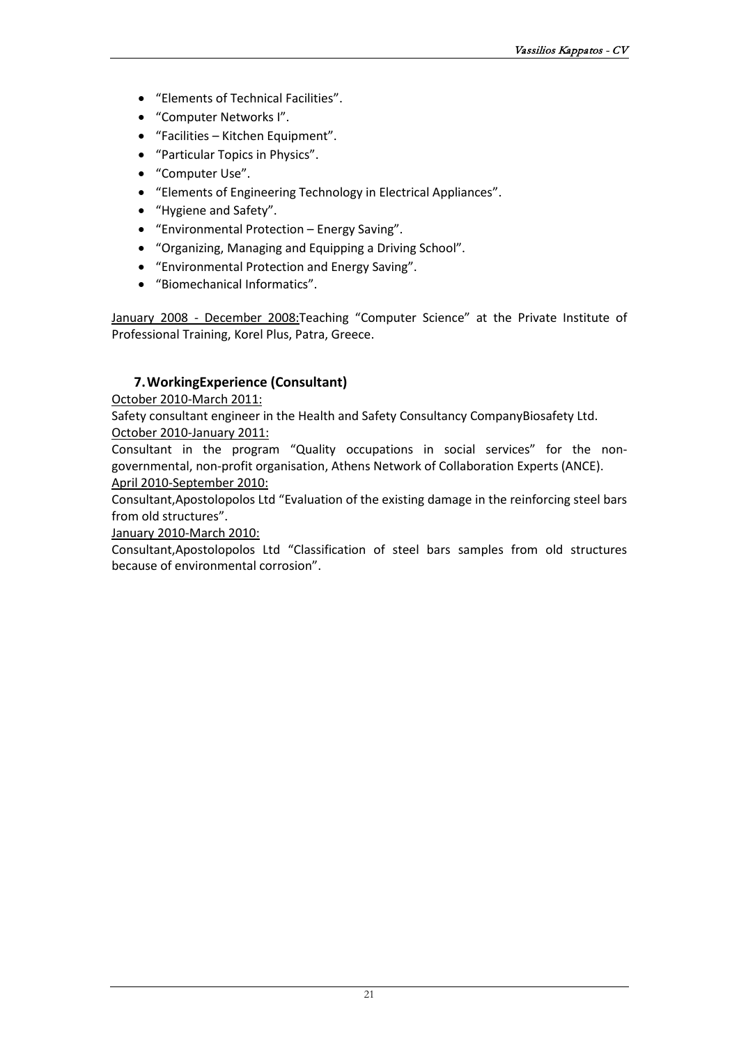- "Elements of Technical Facilities".
- "Computer Networks I".
- "Facilities – Kitchen Equipment".
- "Particular Topics in Physics".
- "Computer Use".
- "Elements of Engineering Technology in Electrical Appliances".
- "Hygiene and Safety".
- "Environmental Protection – Energy Saving".
- "Organizing, Managing and Equipping a Driving School".
- "Environmental Protection and Energy Saving".
- "Biomechanical Informatics".

January 2008 - December 2008:Teaching "Computer Science" at the Private Institute of Professional Training, Korel Plus, Patra, Greece.

## 7. WorkingExperience (Consultant)

October 2010-March 2011:

Safety consultant engineer in the Health and Safety Consultancy CompanyBiosafety Ltd.

October 2010-January 2011:

Consultant in the program "Quality occupations in social services" for the non-governmental, non-profit organisation, Athens Network of Collaboration Experts (ANCE).

April 2010-September 2010:

Consultant,Apostolopolos Ltd "Evaluation of the existing damage in the reinforcing steel bars from old structures".

January 2010-March 2010:

Consultant,Apostolopolos Ltd "Classification of steel bars samples from old structures because of environmental corrosion".